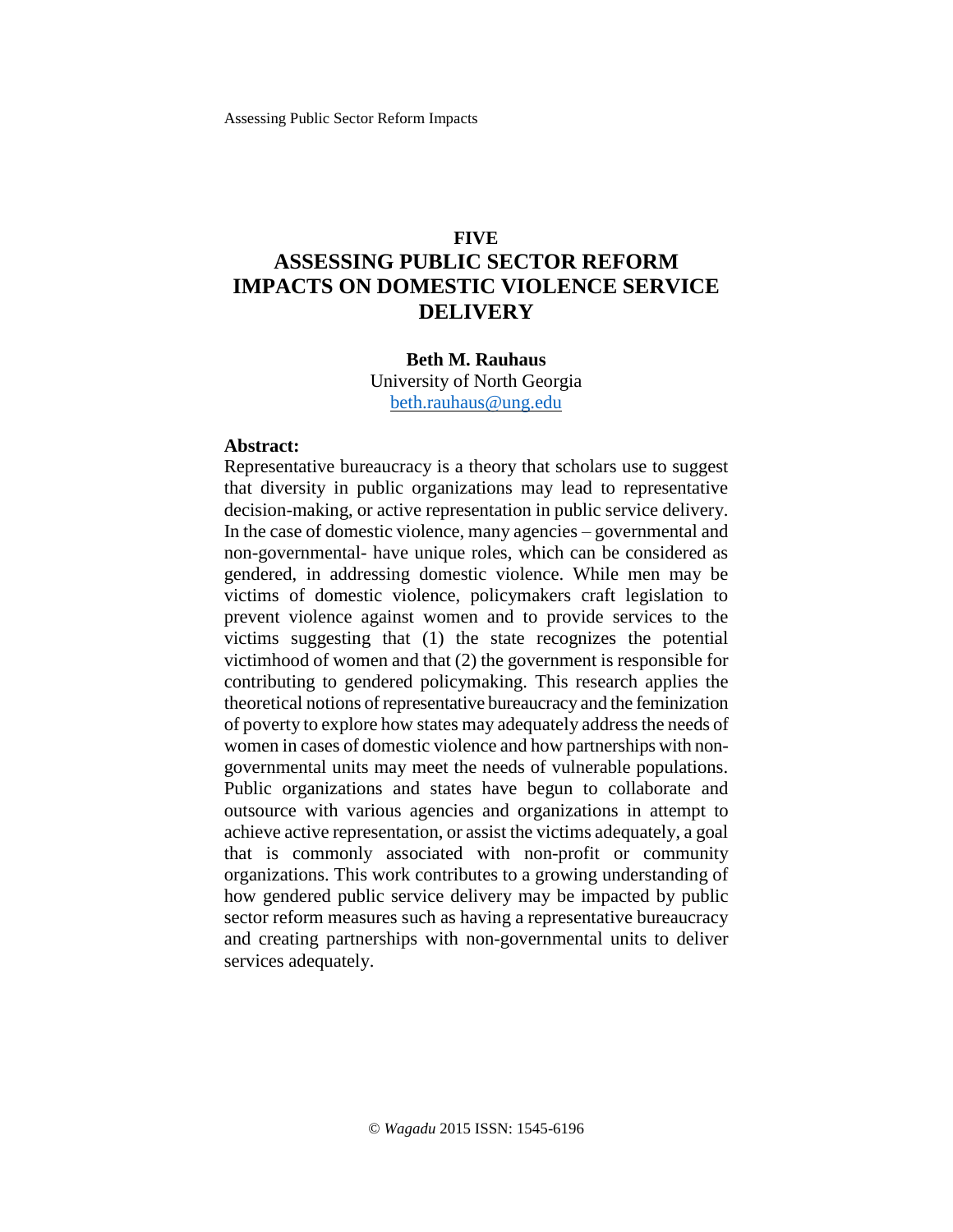## FIVE

# ASSESSING PUBLIC SECTOR REFORM IMPACTS ON DOMESTIC VIOLENCE SERVICE DELIVERY

**Beth M. Rauhaus**

University of North Georgia

beth.rauhaus@ung.edu

**Abstract:**

Representative bureaucracy is a theory that scholars use to suggest that diversity in public organizations may lead to representative decision-making, or active representation in public service delivery. In the case of domestic violence, many agencies – governmental and non-governmental- have unique roles, which can be considered as gendered, in addressing domestic violence. While men may be victims of domestic violence, policymakers craft legislation to prevent violence against women and to provide services to the victims suggesting that (1) the state recognizes the potential victimhood of women and that (2) the government is responsible for contributing to gendered policymaking. This research applies the theoretical notions of representative bureaucracy and the feminization of poverty to explore how states may adequately address the needs of women in cases of domestic violence and how partnerships with non-governmental units may meet the needs of vulnerable populations. Public organizations and states have begun to collaborate and outsource with various agencies and organizations in attempt to achieve active representation, or assist the victims adequately, a goal that is commonly associated with non-profit or community organizations. This work contributes to a growing understanding of how gendered public service delivery may be impacted by public sector reform measures such as having a representative bureaucracy and creating partnerships with non-governmental units to deliver services adequately.

© *Wagadu* 2015 ISSN: 1545-6196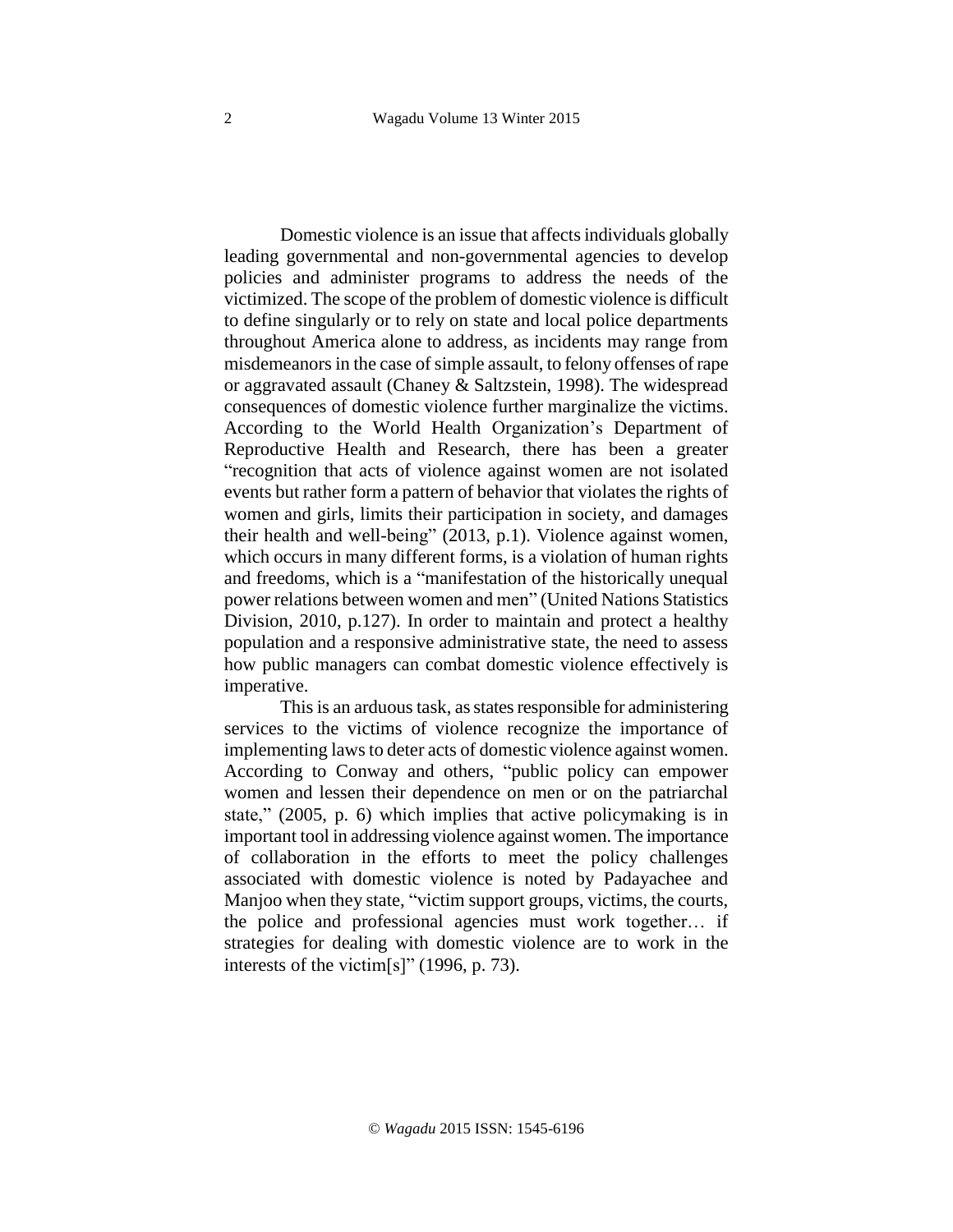Domestic violence is an issue that affects individuals globally leading governmental and non-governmental agencies to develop policies and administer programs to address the needs of the victimized. The scope of the problem of domestic violence is difficult to define singularly or to rely on state and local police departments throughout America alone to address, as incidents may range from misdemeanors in the case of simple assault, to felony offenses of rape or aggravated assault (Chaney & Saltzstein, 1998). The widespread consequences of domestic violence further marginalize the victims. According to the World Health Organization's Department of Reproductive Health and Research, there has been a greater "recognition that acts of violence against women are not isolated events but rather form a pattern of behavior that violates the rights of women and girls, limits their participation in society, and damages their health and well-being" (2013, p.1). Violence against women, which occurs in many different forms, is a violation of human rights and freedoms, which is a "manifestation of the historically unequal power relations between women and men" (United Nations Statistics Division, 2010, p.127). In order to maintain and protect a healthy population and a responsive administrative state, the need to assess how public managers can combat domestic violence effectively is imperative.

This is an arduous task, as states responsible for administering services to the victims of violence recognize the importance of implementing laws to deter acts of domestic violence against women. According to Conway and others, "public policy can empower women and lessen their dependence on men or on the patriarchal state," (2005, p. 6) which implies that active policymaking is in important tool in addressing violence against women. The importance of collaboration in the efforts to meet the policy challenges associated with domestic violence is noted by Padayachee and Manjoo when they state, "victim support groups, victims, the courts, the police and professional agencies must work together… if strategies for dealing with domestic violence are to work in the interests of the victim[s]" (1996, p. 73).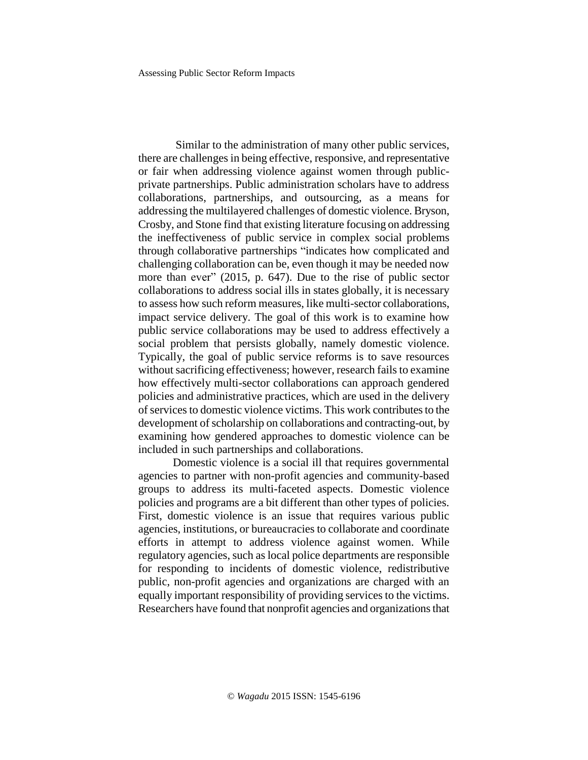Similar to the administration of many other public services, there are challenges in being effective, responsive, and representative or fair when addressing violence against women through public-private partnerships. Public administration scholars have to address collaborations, partnerships, and outsourcing, as a means for addressing the multilayered challenges of domestic violence. Bryson, Crosby, and Stone find that existing literature focusing on addressing the ineffectiveness of public service in complex social problems through collaborative partnerships "indicates how complicated and challenging collaboration can be, even though it may be needed now more than ever" (2015, p. 647). Due to the rise of public sector collaborations to address social ills in states globally, it is necessary to assess how such reform measures, like multi-sector collaborations, impact service delivery. The goal of this work is to examine how public service collaborations may be used to address effectively a social problem that persists globally, namely domestic violence. Typically, the goal of public service reforms is to save resources without sacrificing effectiveness; however, research fails to examine how effectively multi-sector collaborations can approach gendered policies and administrative practices, which are used in the delivery of services to domestic violence victims. This work contributes to the development of scholarship on collaborations and contracting-out, by examining how gendered approaches to domestic violence can be included in such partnerships and collaborations.

Domestic violence is a social ill that requires governmental agencies to partner with non-profit agencies and community-based groups to address its multi-faceted aspects. Domestic violence policies and programs are a bit different than other types of policies. First, domestic violence is an issue that requires various public agencies, institutions, or bureaucracies to collaborate and coordinate efforts in attempt to address violence against women. While regulatory agencies, such as local police departments are responsible for responding to incidents of domestic violence, redistributive public, non-profit agencies and organizations are charged with an equally important responsibility of providing services to the victims. Researchers have found that nonprofit agencies and organizations that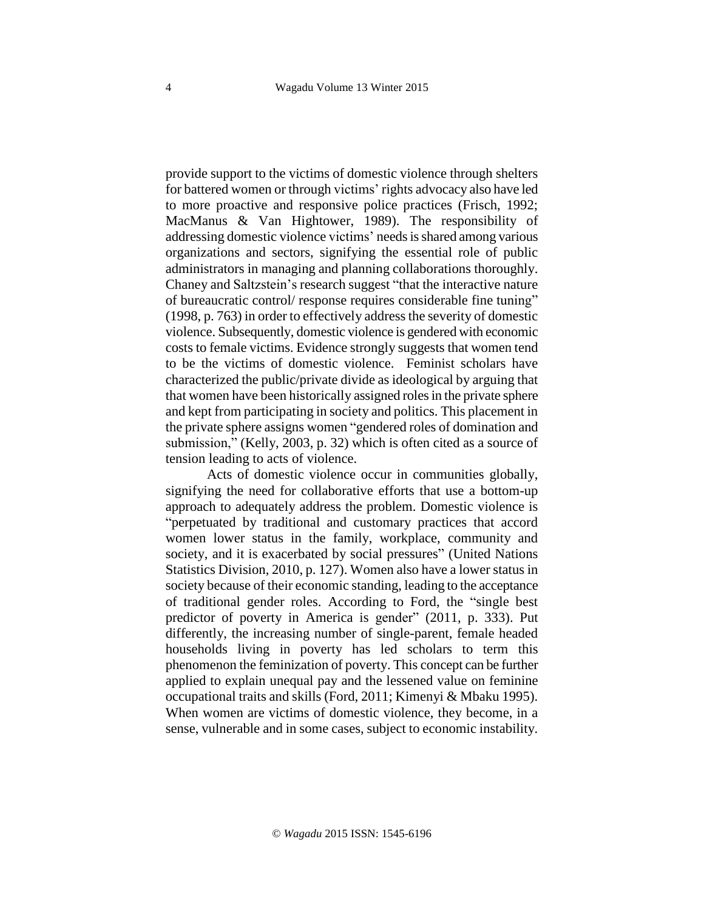provide support to the victims of domestic violence through shelters for battered women or through victims' rights advocacy also have led to more proactive and responsive police practices (Frisch, 1992; MacManus & Van Hightower, 1989). The responsibility of addressing domestic violence victims' needs is shared among various organizations and sectors, signifying the essential role of public administrators in managing and planning collaborations thoroughly. Chaney and Saltzstein's research suggest "that the interactive nature of bureaucratic control/ response requires considerable fine tuning" (1998, p. 763) in order to effectively address the severity of domestic violence. Subsequently, domestic violence is gendered with economic costs to female victims. Evidence strongly suggests that women tend to be the victims of domestic violence. Feminist scholars have characterized the public/private divide as ideological by arguing that that women have been historically assigned roles in the private sphere and kept from participating in society and politics. This placement in the private sphere assigns women "gendered roles of domination and submission," (Kelly, 2003, p. 32) which is often cited as a source of tension leading to acts of violence.

Acts of domestic violence occur in communities globally, signifying the need for collaborative efforts that use a bottom-up approach to adequately address the problem. Domestic violence is "perpetuated by traditional and customary practices that accord women lower status in the family, workplace, community and society, and it is exacerbated by social pressures" (United Nations Statistics Division, 2010, p. 127). Women also have a lower status in society because of their economic standing, leading to the acceptance of traditional gender roles. According to Ford, the "single best predictor of poverty in America is gender" (2011, p. 333). Put differently, the increasing number of single-parent, female headed households living in poverty has led scholars to term this phenomenon the feminization of poverty. This concept can be further applied to explain unequal pay and the lessened value on feminine occupational traits and skills (Ford, 2011; Kimenyi & Mbaku 1995). When women are victims of domestic violence, they become, in a sense, vulnerable and in some cases, subject to economic instability.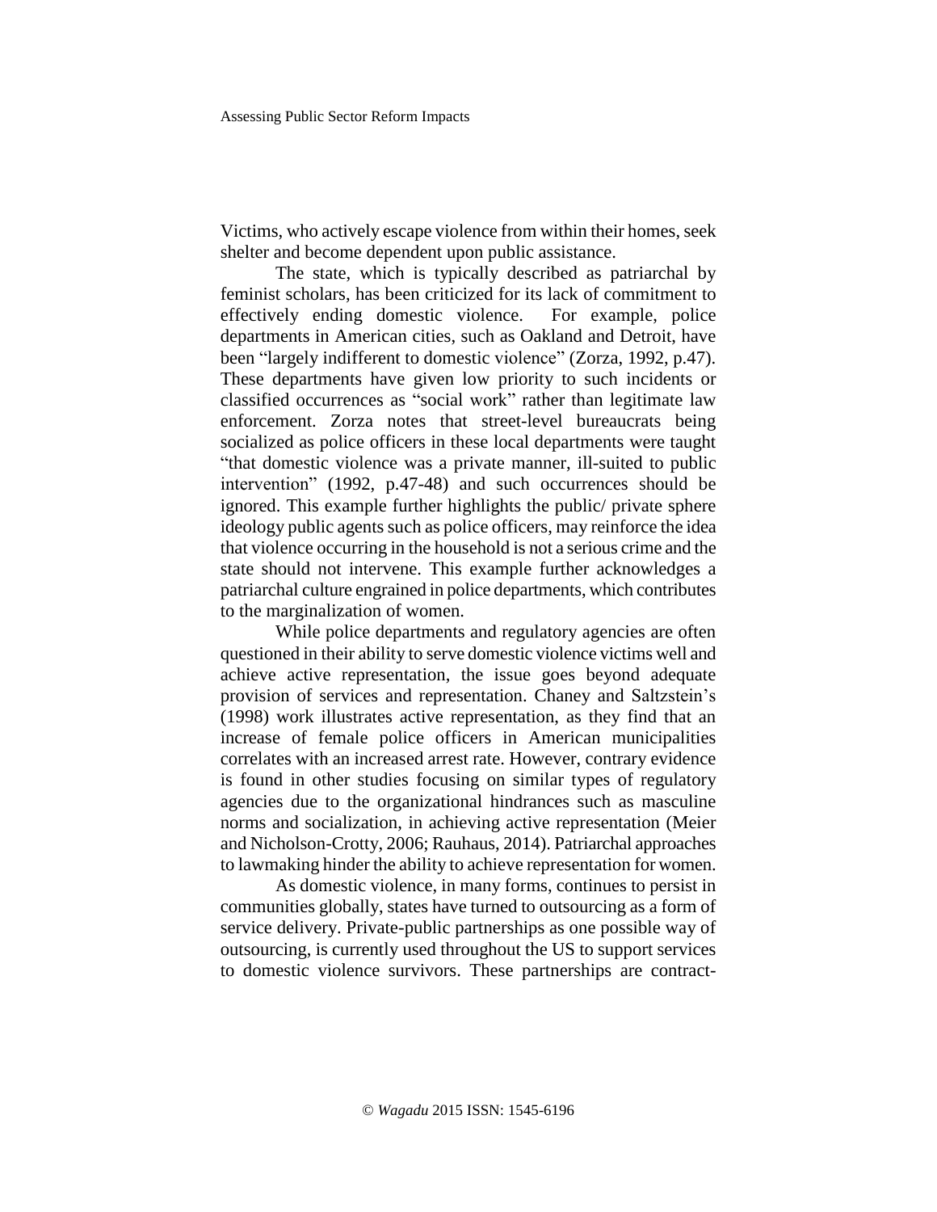Victims, who actively escape violence from within their homes, seek shelter and become dependent upon public assistance.

The state, which is typically described as patriarchal by feminist scholars, has been criticized for its lack of commitment to effectively ending domestic violence. For example, police departments in American cities, such as Oakland and Detroit, have been "largely indifferent to domestic violence" (Zorza, 1992, p.47). These departments have given low priority to such incidents or classified occurrences as "social work" rather than legitimate law enforcement. Zorza notes that street-level bureaucrats being socialized as police officers in these local departments were taught "that domestic violence was a private manner, ill-suited to public intervention" (1992, p.47-48) and such occurrences should be ignored. This example further highlights the public/ private sphere ideology public agents such as police officers, may reinforce the idea that violence occurring in the household is not a serious crime and the state should not intervene. This example further acknowledges a patriarchal culture engrained in police departments, which contributes to the marginalization of women.

While police departments and regulatory agencies are often questioned in their ability to serve domestic violence victims well and achieve active representation, the issue goes beyond adequate provision of services and representation. Chaney and Saltzstein's (1998) work illustrates active representation, as they find that an increase of female police officers in American municipalities correlates with an increased arrest rate. However, contrary evidence is found in other studies focusing on similar types of regulatory agencies due to the organizational hindrances such as masculine norms and socialization, in achieving active representation (Meier and Nicholson-Crotty, 2006; Rauhaus, 2014). Patriarchal approaches to lawmaking hinder the ability to achieve representation for women.

As domestic violence, in many forms, continues to persist in communities globally, states have turned to outsourcing as a form of service delivery. Private-public partnerships as one possible way of outsourcing, is currently used throughout the US to support services to domestic violence survivors. These partnerships are contract-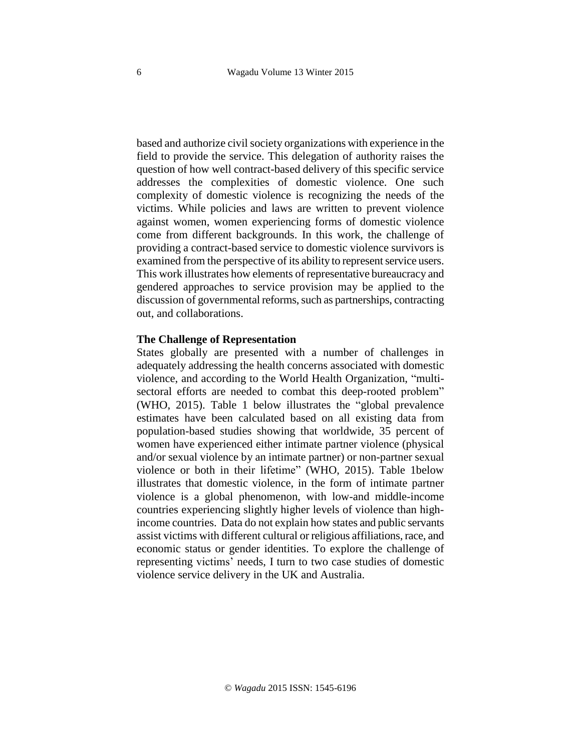based and authorize civil society organizations with experience in the field to provide the service. This delegation of authority raises the question of how well contract-based delivery of this specific service addresses the complexities of domestic violence. One such complexity of domestic violence is recognizing the needs of the victims. While policies and laws are written to prevent violence against women, women experiencing forms of domestic violence come from different backgrounds. In this work, the challenge of providing a contract-based service to domestic violence survivors is examined from the perspective of its ability to represent service users. This work illustrates how elements of representative bureaucracy and gendered approaches to service provision may be applied to the discussion of governmental reforms, such as partnerships, contracting out, and collaborations.

**The Challenge of Representation**

States globally are presented with a number of challenges in adequately addressing the health concerns associated with domestic violence, and according to the World Health Organization, "multi-sectoral efforts are needed to combat this deep-rooted problem" (WHO, 2015). Table 1 below illustrates the "global prevalence estimates have been calculated based on all existing data from population-based studies showing that worldwide, 35 percent of women have experienced either intimate partner violence (physical and/or sexual violence by an intimate partner) or non-partner sexual violence or both in their lifetime" (WHO, 2015). Table 1below illustrates that domestic violence, in the form of intimate partner violence is a global phenomenon, with low-and middle-income countries experiencing slightly higher levels of violence than high-income countries. Data do not explain how states and public servants assist victims with different cultural or religious affiliations, race, and economic status or gender identities. To explore the challenge of representing victims' needs, I turn to two case studies of domestic violence service delivery in the UK and Australia.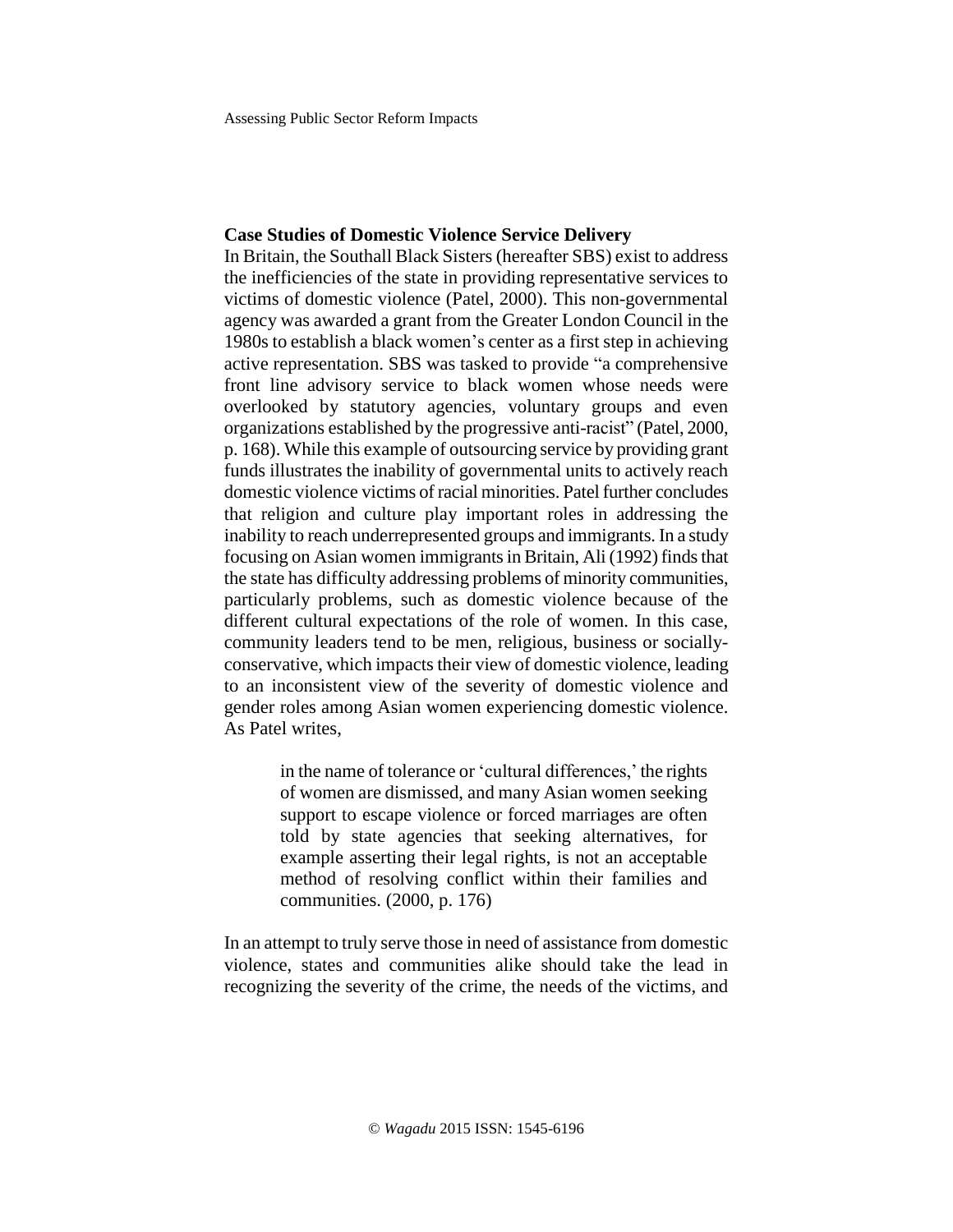**Case Studies of Domestic Violence Service Delivery**

In Britain, the Southall Black Sisters (hereafter SBS) exist to address the inefficiencies of the state in providing representative services to victims of domestic violence (Patel, 2000). This non-governmental agency was awarded a grant from the Greater London Council in the 1980s to establish a black women's center as a first step in achieving active representation. SBS was tasked to provide "a comprehensive front line advisory service to black women whose needs were overlooked by statutory agencies, voluntary groups and even organizations established by the progressive anti-racist" (Patel, 2000, p. 168). While this example of outsourcing service by providing grant funds illustrates the inability of governmental units to actively reach domestic violence victims of racial minorities. Patel further concludes that religion and culture play important roles in addressing the inability to reach underrepresented groups and immigrants. In a study focusing on Asian women immigrants in Britain, Ali (1992) finds that the state has difficulty addressing problems of minority communities, particularly problems, such as domestic violence because of the different cultural expectations of the role of women. In this case, community leaders tend to be men, religious, business or socially-conservative, which impacts their view of domestic violence, leading to an inconsistent view of the severity of domestic violence and gender roles among Asian women experiencing domestic violence. As Patel writes,

> in the name of tolerance or 'cultural differences,' the rights of women are dismissed, and many Asian women seeking support to escape violence or forced marriages are often told by state agencies that seeking alternatives, for example asserting their legal rights, is not an acceptable method of resolving conflict within their families and communities. (2000, p. 176)

In an attempt to truly serve those in need of assistance from domestic violence, states and communities alike should take the lead in recognizing the severity of the crime, the needs of the victims, and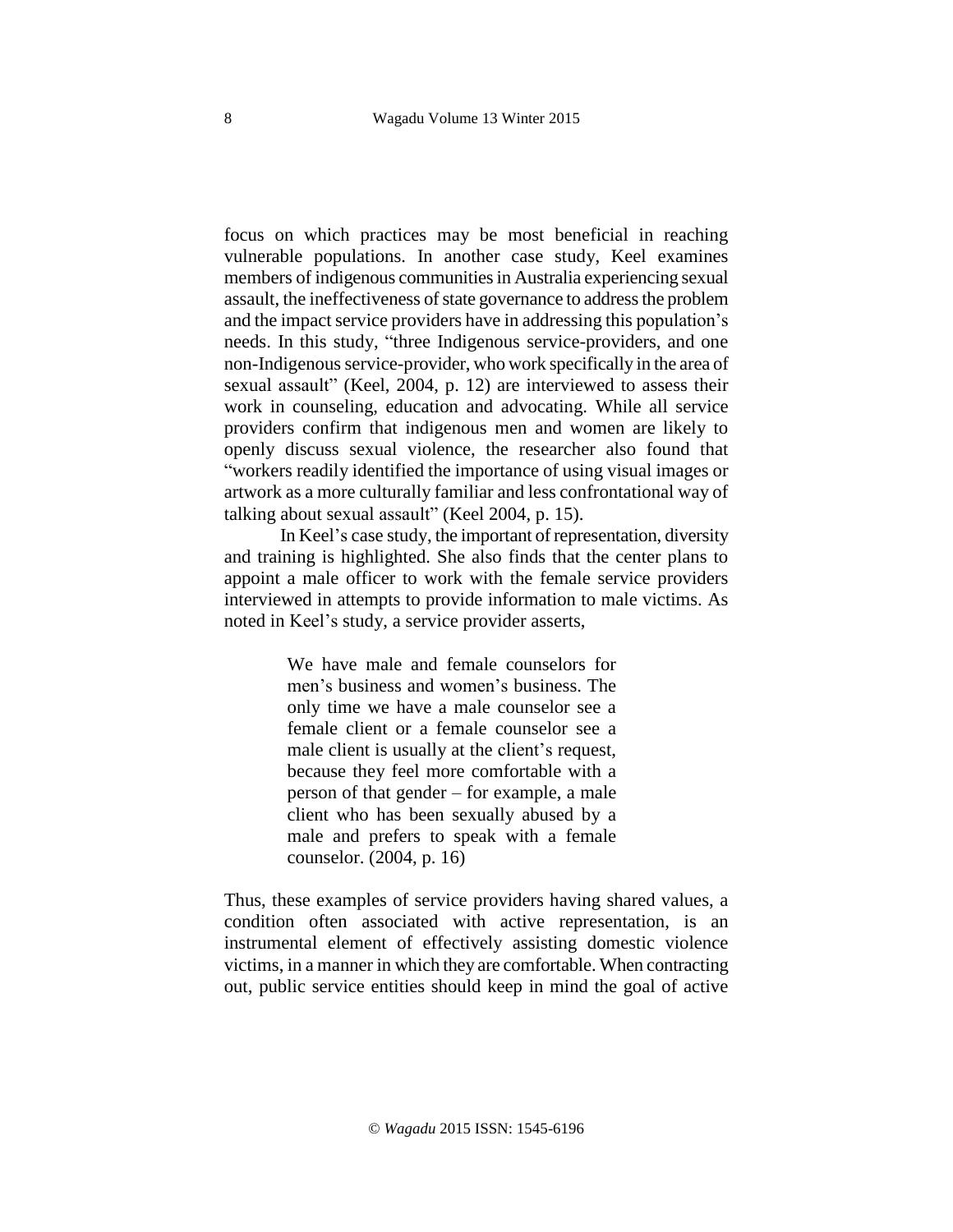focus on which practices may be most beneficial in reaching vulnerable populations. In another case study, Keel examines members of indigenous communities in Australia experiencing sexual assault, the ineffectiveness of state governance to address the problem and the impact service providers have in addressing this population's needs. In this study, "three Indigenous service-providers, and one non-Indigenous service-provider, who work specifically in the area of sexual assault" (Keel, 2004, p. 12) are interviewed to assess their work in counseling, education and advocating. While all service providers confirm that indigenous men and women are likely to openly discuss sexual violence, the researcher also found that "workers readily identified the importance of using visual images or artwork as a more culturally familiar and less confrontational way of talking about sexual assault" (Keel 2004, p. 15).

In Keel's case study, the important of representation, diversity and training is highlighted. She also finds that the center plans to appoint a male officer to work with the female service providers interviewed in attempts to provide information to male victims. As noted in Keel's study, a service provider asserts,

> We have male and female counselors for men's business and women's business. The only time we have a male counselor see a female client or a female counselor see a male client is usually at the client's request, because they feel more comfortable with a person of that gender – for example, a male client who has been sexually abused by a male and prefers to speak with a female counselor. (2004, p. 16)

Thus, these examples of service providers having shared values, a condition often associated with active representation, is an instrumental element of effectively assisting domestic violence victims, in a manner in which they are comfortable. When contracting out, public service entities should keep in mind the goal of active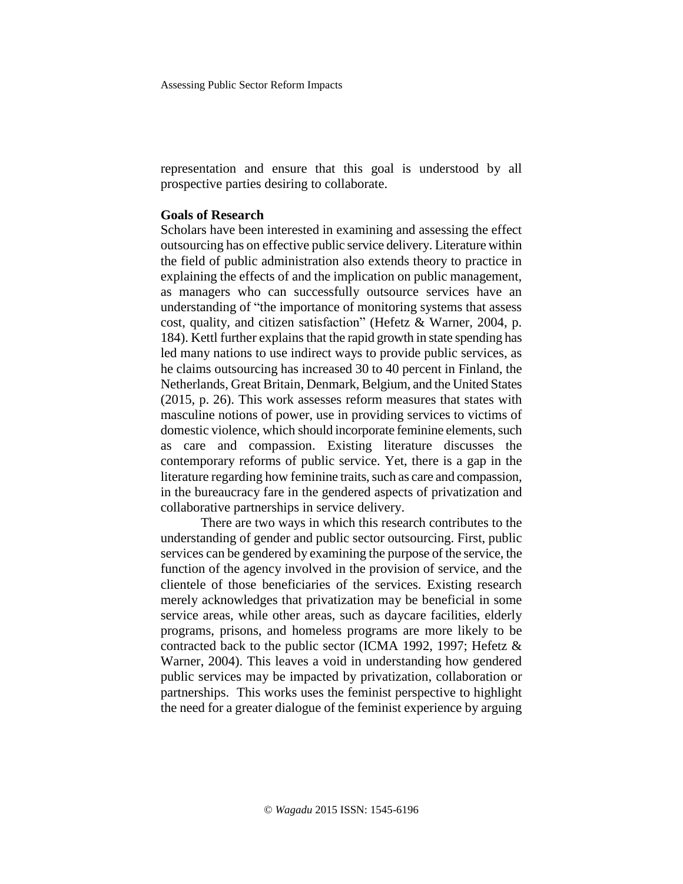representation and ensure that this goal is understood by all prospective parties desiring to collaborate.

**Goals of Research**

Scholars have been interested in examining and assessing the effect outsourcing has on effective public service delivery. Literature within the field of public administration also extends theory to practice in explaining the effects of and the implication on public management, as managers who can successfully outsource services have an understanding of "the importance of monitoring systems that assess cost, quality, and citizen satisfaction" (Hefetz & Warner, 2004, p. 184). Kettl further explains that the rapid growth in state spending has led many nations to use indirect ways to provide public services, as he claims outsourcing has increased 30 to 40 percent in Finland, the Netherlands, Great Britain, Denmark, Belgium, and the United States (2015, p. 26). This work assesses reform measures that states with masculine notions of power, use in providing services to victims of domestic violence, which should incorporate feminine elements, such as care and compassion. Existing literature discusses the contemporary reforms of public service. Yet, there is a gap in the literature regarding how feminine traits, such as care and compassion, in the bureaucracy fare in the gendered aspects of privatization and collaborative partnerships in service delivery.

There are two ways in which this research contributes to the understanding of gender and public sector outsourcing. First, public services can be gendered by examining the purpose of the service, the function of the agency involved in the provision of service, and the clientele of those beneficiaries of the services. Existing research merely acknowledges that privatization may be beneficial in some service areas, while other areas, such as daycare facilities, elderly programs, prisons, and homeless programs are more likely to be contracted back to the public sector (ICMA 1992, 1997; Hefetz & Warner, 2004). This leaves a void in understanding how gendered public services may be impacted by privatization, collaboration or partnerships. This works uses the feminist perspective to highlight the need for a greater dialogue of the feminist experience by arguing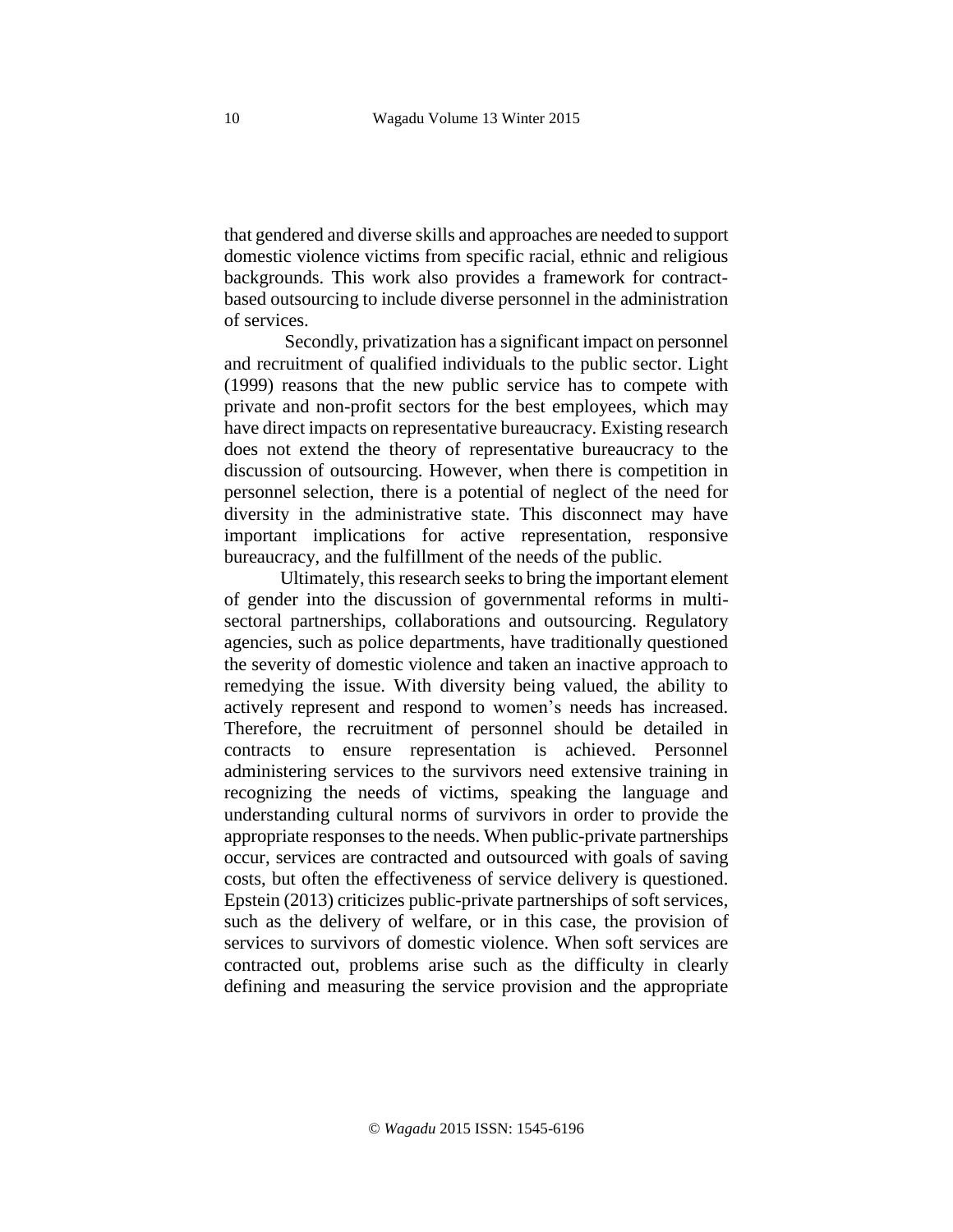that gendered and diverse skills and approaches are needed to support domestic violence victims from specific racial, ethnic and religious backgrounds. This work also provides a framework for contract-based outsourcing to include diverse personnel in the administration of services.

Secondly, privatization has a significant impact on personnel and recruitment of qualified individuals to the public sector. Light (1999) reasons that the new public service has to compete with private and non-profit sectors for the best employees, which may have direct impacts on representative bureaucracy. Existing research does not extend the theory of representative bureaucracy to the discussion of outsourcing. However, when there is competition in personnel selection, there is a potential of neglect of the need for diversity in the administrative state. This disconnect may have important implications for active representation, responsive bureaucracy, and the fulfillment of the needs of the public.

Ultimately, this research seeks to bring the important element of gender into the discussion of governmental reforms in multi-sectoral partnerships, collaborations and outsourcing. Regulatory agencies, such as police departments, have traditionally questioned the severity of domestic violence and taken an inactive approach to remedying the issue. With diversity being valued, the ability to actively represent and respond to women's needs has increased. Therefore, the recruitment of personnel should be detailed in contracts to ensure representation is achieved. Personnel administering services to the survivors need extensive training in recognizing the needs of victims, speaking the language and understanding cultural norms of survivors in order to provide the appropriate responses to the needs. When public-private partnerships occur, services are contracted and outsourced with goals of saving costs, but often the effectiveness of service delivery is questioned. Epstein (2013) criticizes public-private partnerships of soft services, such as the delivery of welfare, or in this case, the provision of services to survivors of domestic violence. When soft services are contracted out, problems arise such as the difficulty in clearly defining and measuring the service provision and the appropriate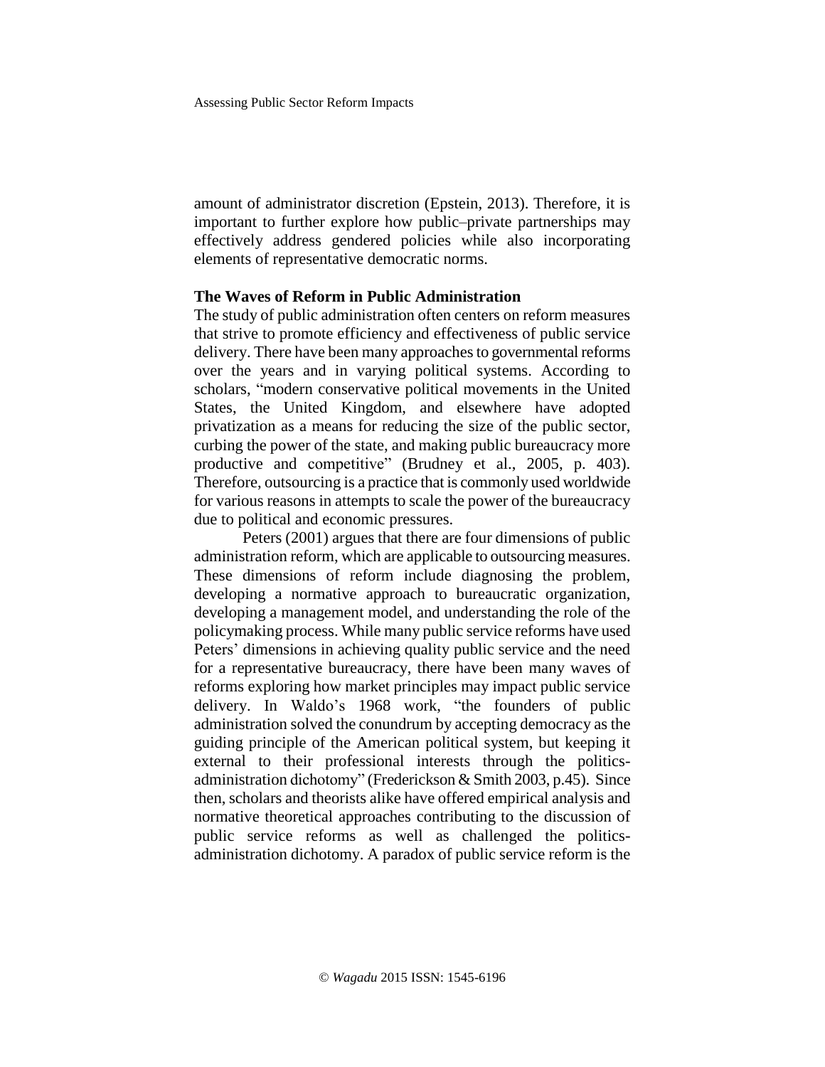amount of administrator discretion (Epstein, 2013). Therefore, it is important to further explore how public–private partnerships may effectively address gendered policies while also incorporating elements of representative democratic norms.

**The Waves of Reform in Public Administration**

The study of public administration often centers on reform measures that strive to promote efficiency and effectiveness of public service delivery. There have been many approaches to governmental reforms over the years and in varying political systems. According to scholars, "modern conservative political movements in the United States, the United Kingdom, and elsewhere have adopted privatization as a means for reducing the size of the public sector, curbing the power of the state, and making public bureaucracy more productive and competitive" (Brudney et al., 2005, p. 403). Therefore, outsourcing is a practice that is commonly used worldwide for various reasons in attempts to scale the power of the bureaucracy due to political and economic pressures.

Peters (2001) argues that there are four dimensions of public administration reform, which are applicable to outsourcing measures. These dimensions of reform include diagnosing the problem, developing a normative approach to bureaucratic organization, developing a management model, and understanding the role of the policymaking process. While many public service reforms have used Peters' dimensions in achieving quality public service and the need for a representative bureaucracy, there have been many waves of reforms exploring how market principles may impact public service delivery. In Waldo's 1968 work, "the founders of public administration solved the conundrum by accepting democracy as the guiding principle of the American political system, but keeping it external to their professional interests through the politics-administration dichotomy" (Frederickson & Smith 2003, p.45). Since then, scholars and theorists alike have offered empirical analysis and normative theoretical approaches contributing to the discussion of public service reforms as well as challenged the politics-administration dichotomy. A paradox of public service reform is the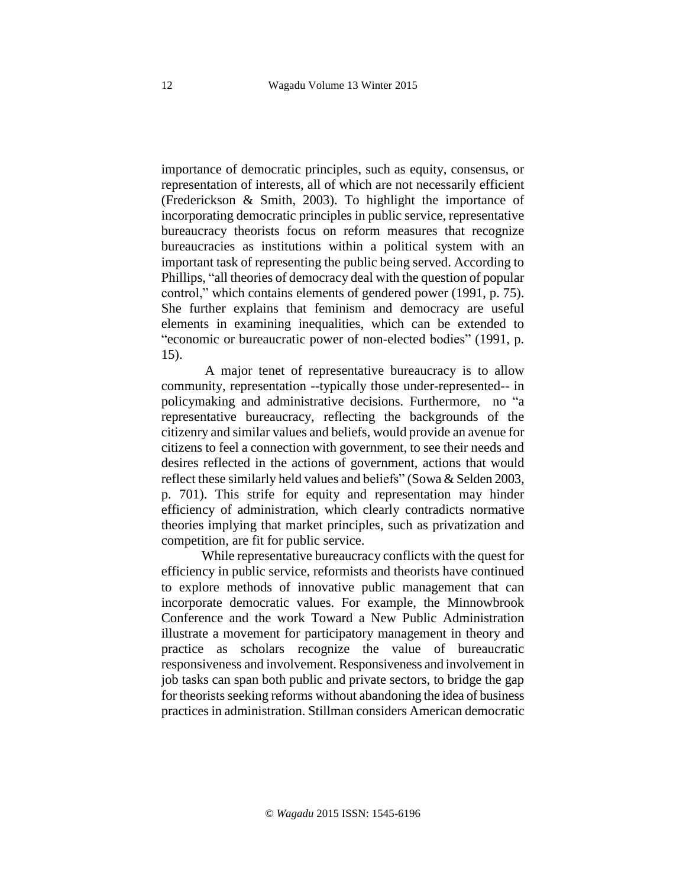importance of democratic principles, such as equity, consensus, or representation of interests, all of which are not necessarily efficient (Frederickson & Smith, 2003). To highlight the importance of incorporating democratic principles in public service, representative bureaucracy theorists focus on reform measures that recognize bureaucracies as institutions within a political system with an important task of representing the public being served. According to Phillips, "all theories of democracy deal with the question of popular control," which contains elements of gendered power (1991, p. 75). She further explains that feminism and democracy are useful elements in examining inequalities, which can be extended to "economic or bureaucratic power of non-elected bodies" (1991, p. 15).

A major tenet of representative bureaucracy is to allow community, representation --typically those under-represented-- in policymaking and administrative decisions. Furthermore, no "a representative bureaucracy, reflecting the backgrounds of the citizenry and similar values and beliefs, would provide an avenue for citizens to feel a connection with government, to see their needs and desires reflected in the actions of government, actions that would reflect these similarly held values and beliefs" (Sowa & Selden 2003, p. 701). This strife for equity and representation may hinder efficiency of administration, which clearly contradicts normative theories implying that market principles, such as privatization and competition, are fit for public service.

While representative bureaucracy conflicts with the quest for efficiency in public service, reformists and theorists have continued to explore methods of innovative public management that can incorporate democratic values. For example, the Minnowbrook Conference and the work Toward a New Public Administration illustrate a movement for participatory management in theory and practice as scholars recognize the value of bureaucratic responsiveness and involvement. Responsiveness and involvement in job tasks can span both public and private sectors, to bridge the gap for theorists seeking reforms without abandoning the idea of business practices in administration. Stillman considers American democratic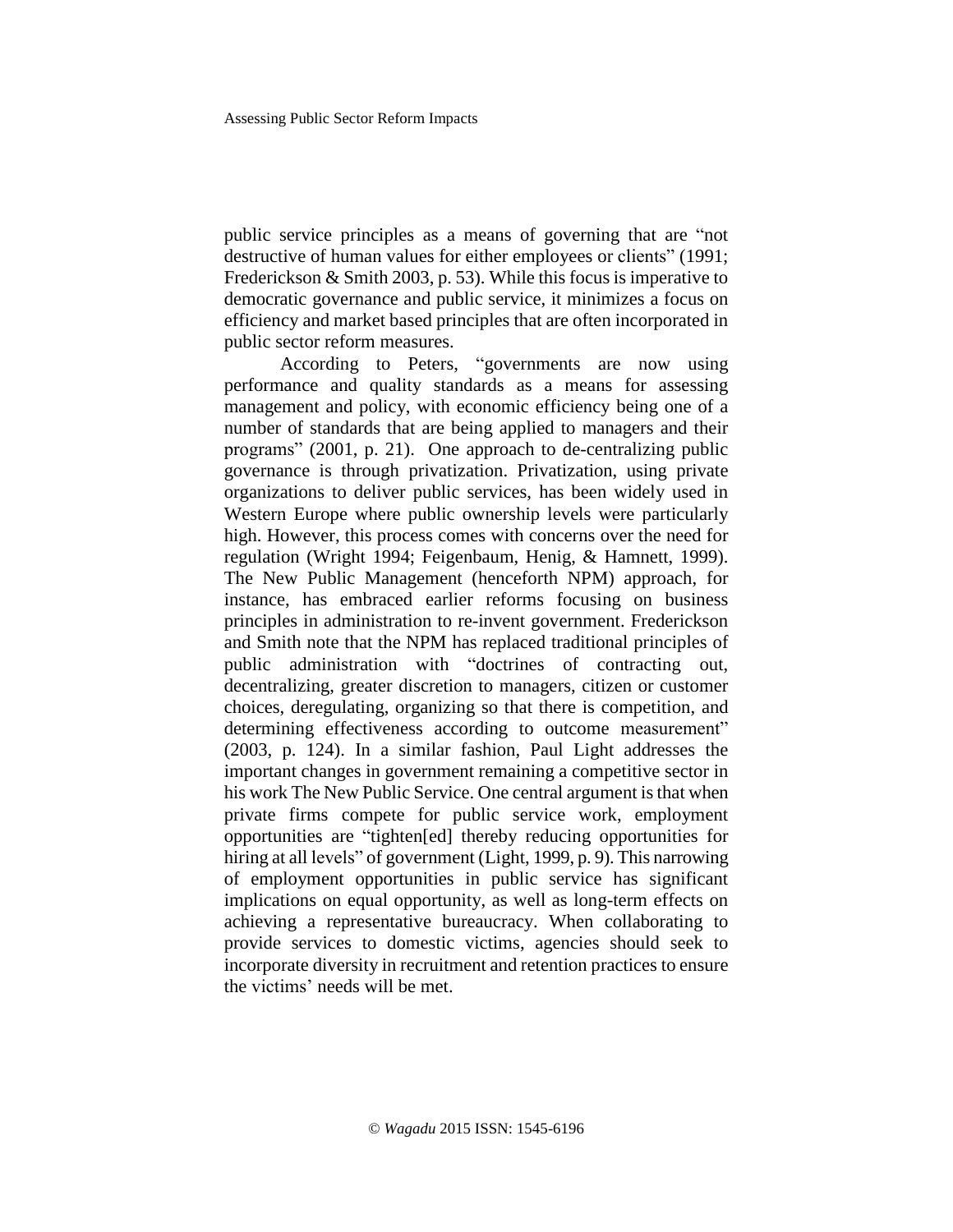public service principles as a means of governing that are "not destructive of human values for either employees or clients" (1991; Frederickson & Smith 2003, p. 53). While this focus is imperative to democratic governance and public service, it minimizes a focus on efficiency and market based principles that are often incorporated in public sector reform measures.

According to Peters, "governments are now using performance and quality standards as a means for assessing management and policy, with economic efficiency being one of a number of standards that are being applied to managers and their programs" (2001, p. 21). One approach to de-centralizing public governance is through privatization. Privatization, using private organizations to deliver public services, has been widely used in Western Europe where public ownership levels were particularly high. However, this process comes with concerns over the need for regulation (Wright 1994; Feigenbaum, Henig, & Hamnett, 1999). The New Public Management (henceforth NPM) approach, for instance, has embraced earlier reforms focusing on business principles in administration to re-invent government. Frederickson and Smith note that the NPM has replaced traditional principles of public administration with "doctrines of contracting out, decentralizing, greater discretion to managers, citizen or customer choices, deregulating, organizing so that there is competition, and determining effectiveness according to outcome measurement" (2003, p. 124). In a similar fashion, Paul Light addresses the important changes in government remaining a competitive sector in his work The New Public Service. One central argument is that when private firms compete for public service work, employment opportunities are "tighten[ed] thereby reducing opportunities for hiring at all levels" of government (Light, 1999, p. 9). This narrowing of employment opportunities in public service has significant implications on equal opportunity, as well as long-term effects on achieving a representative bureaucracy. When collaborating to provide services to domestic victims, agencies should seek to incorporate diversity in recruitment and retention practices to ensure the victims' needs will be met.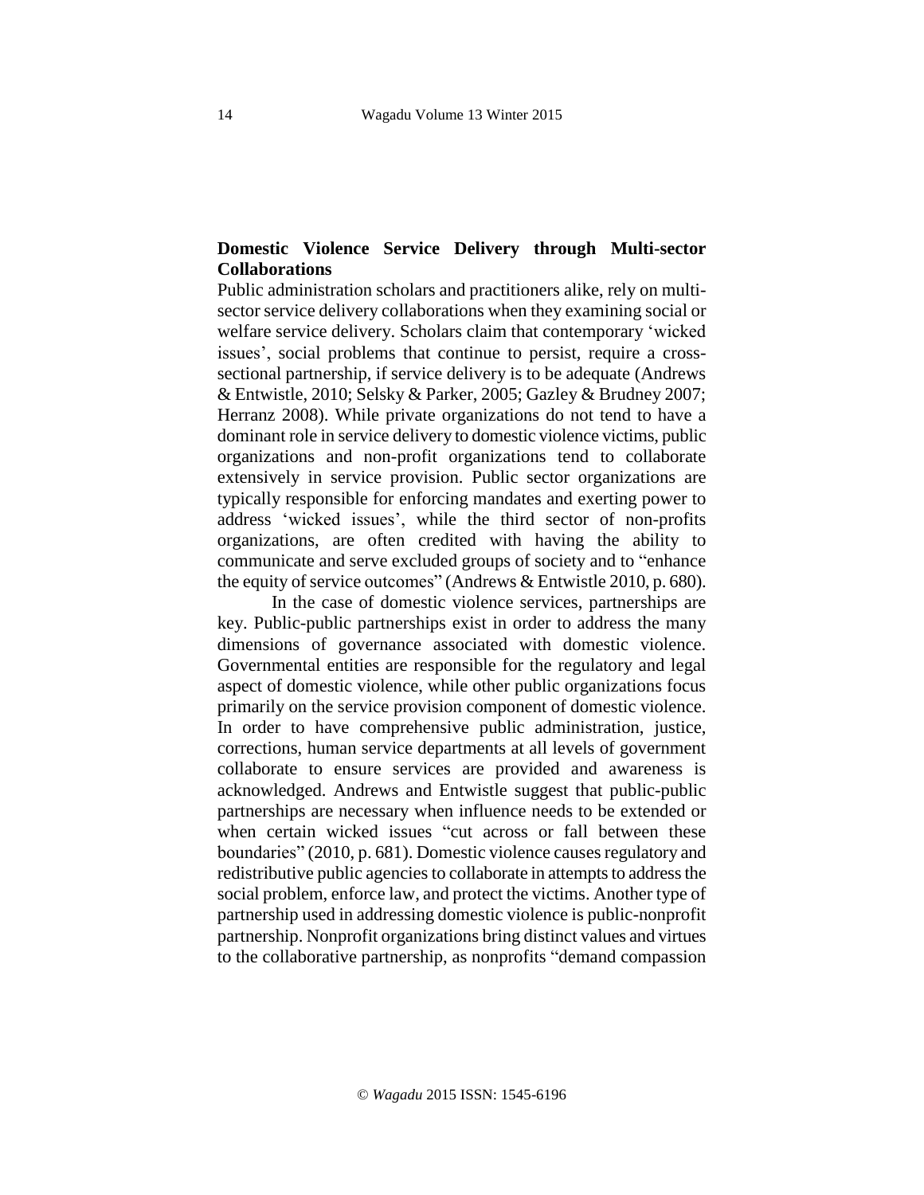## Domestic Violence Service Delivery through Multi-sector Collaborations

Public administration scholars and practitioners alike, rely on multi-sector service delivery collaborations when they examining social or welfare service delivery. Scholars claim that contemporary 'wicked issues', social problems that continue to persist, require a cross-sectional partnership, if service delivery is to be adequate (Andrews & Entwistle, 2010; Selsky & Parker, 2005; Gazley & Brudney 2007; Herranz 2008). While private organizations do not tend to have a dominant role in service delivery to domestic violence victims, public organizations and non-profit organizations tend to collaborate extensively in service provision. Public sector organizations are typically responsible for enforcing mandates and exerting power to address 'wicked issues', while the third sector of non-profits organizations, are often credited with having the ability to communicate and serve excluded groups of society and to "enhance the equity of service outcomes" (Andrews & Entwistle 2010, p. 680).

In the case of domestic violence services, partnerships are key. Public-public partnerships exist in order to address the many dimensions of governance associated with domestic violence. Governmental entities are responsible for the regulatory and legal aspect of domestic violence, while other public organizations focus primarily on the service provision component of domestic violence. In order to have comprehensive public administration, justice, corrections, human service departments at all levels of government collaborate to ensure services are provided and awareness is acknowledged. Andrews and Entwistle suggest that public-public partnerships are necessary when influence needs to be extended or when certain wicked issues "cut across or fall between these boundaries" (2010, p. 681). Domestic violence causes regulatory and redistributive public agencies to collaborate in attempts to address the social problem, enforce law, and protect the victims. Another type of partnership used in addressing domestic violence is public-nonprofit partnership. Nonprofit organizations bring distinct values and virtues to the collaborative partnership, as nonprofits "demand compassion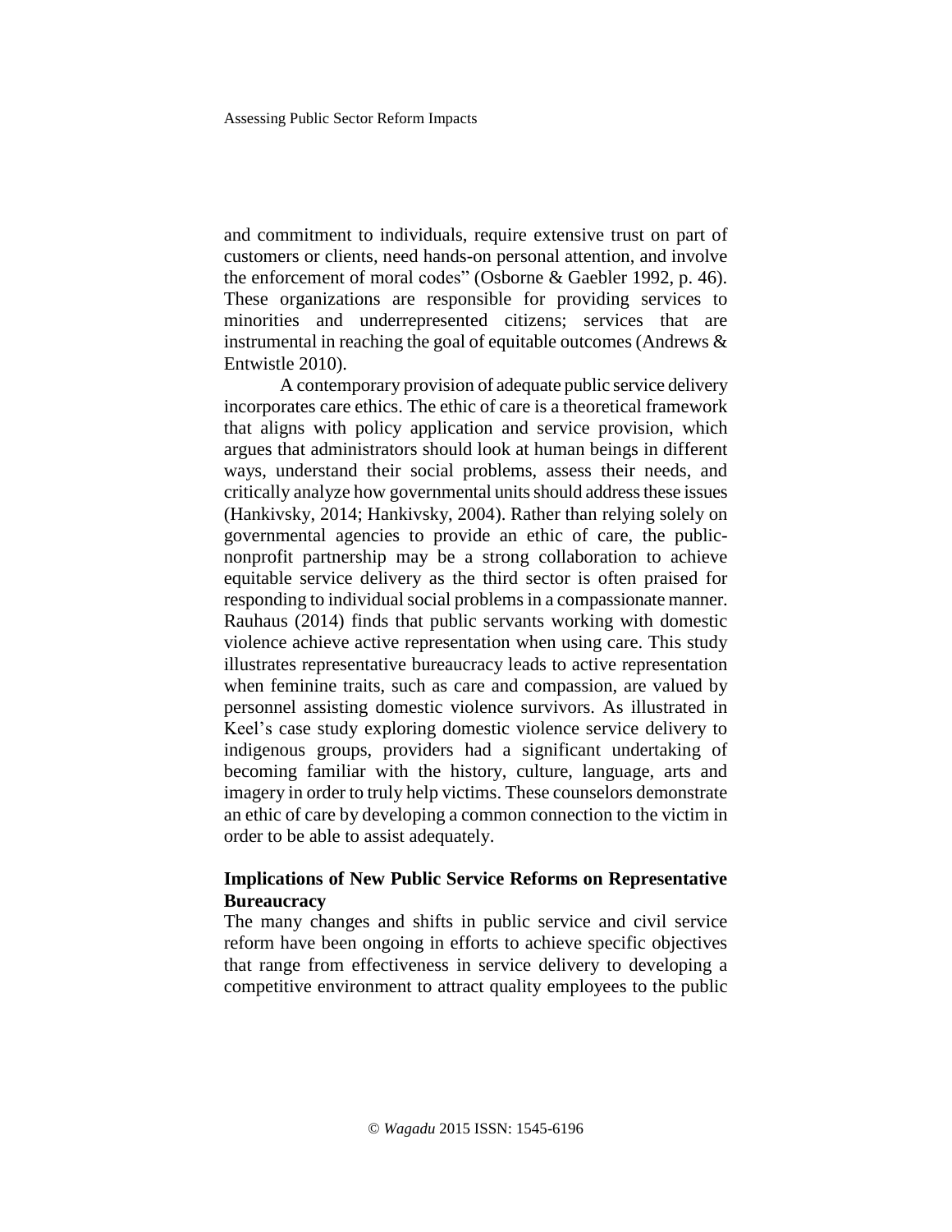and commitment to individuals, require extensive trust on part of customers or clients, need hands-on personal attention, and involve the enforcement of moral codes" (Osborne & Gaebler 1992, p. 46). These organizations are responsible for providing services to minorities and underrepresented citizens; services that are instrumental in reaching the goal of equitable outcomes (Andrews & Entwistle 2010).

A contemporary provision of adequate public service delivery incorporates care ethics. The ethic of care is a theoretical framework that aligns with policy application and service provision, which argues that administrators should look at human beings in different ways, understand their social problems, assess their needs, and critically analyze how governmental units should address these issues (Hankivsky, 2014; Hankivsky, 2004). Rather than relying solely on governmental agencies to provide an ethic of care, the public-nonprofit partnership may be a strong collaboration to achieve equitable service delivery as the third sector is often praised for responding to individual social problems in a compassionate manner. Rauhaus (2014) finds that public servants working with domestic violence achieve active representation when using care. This study illustrates representative bureaucracy leads to active representation when feminine traits, such as care and compassion, are valued by personnel assisting domestic violence survivors. As illustrated in Keel's case study exploring domestic violence service delivery to indigenous groups, providers had a significant undertaking of becoming familiar with the history, culture, language, arts and imagery in order to truly help victims. These counselors demonstrate an ethic of care by developing a common connection to the victim in order to be able to assist adequately.

### Implications of New Public Service Reforms on Representative Bureaucracy

The many changes and shifts in public service and civil service reform have been ongoing in efforts to achieve specific objectives that range from effectiveness in service delivery to developing a competitive environment to attract quality employees to the public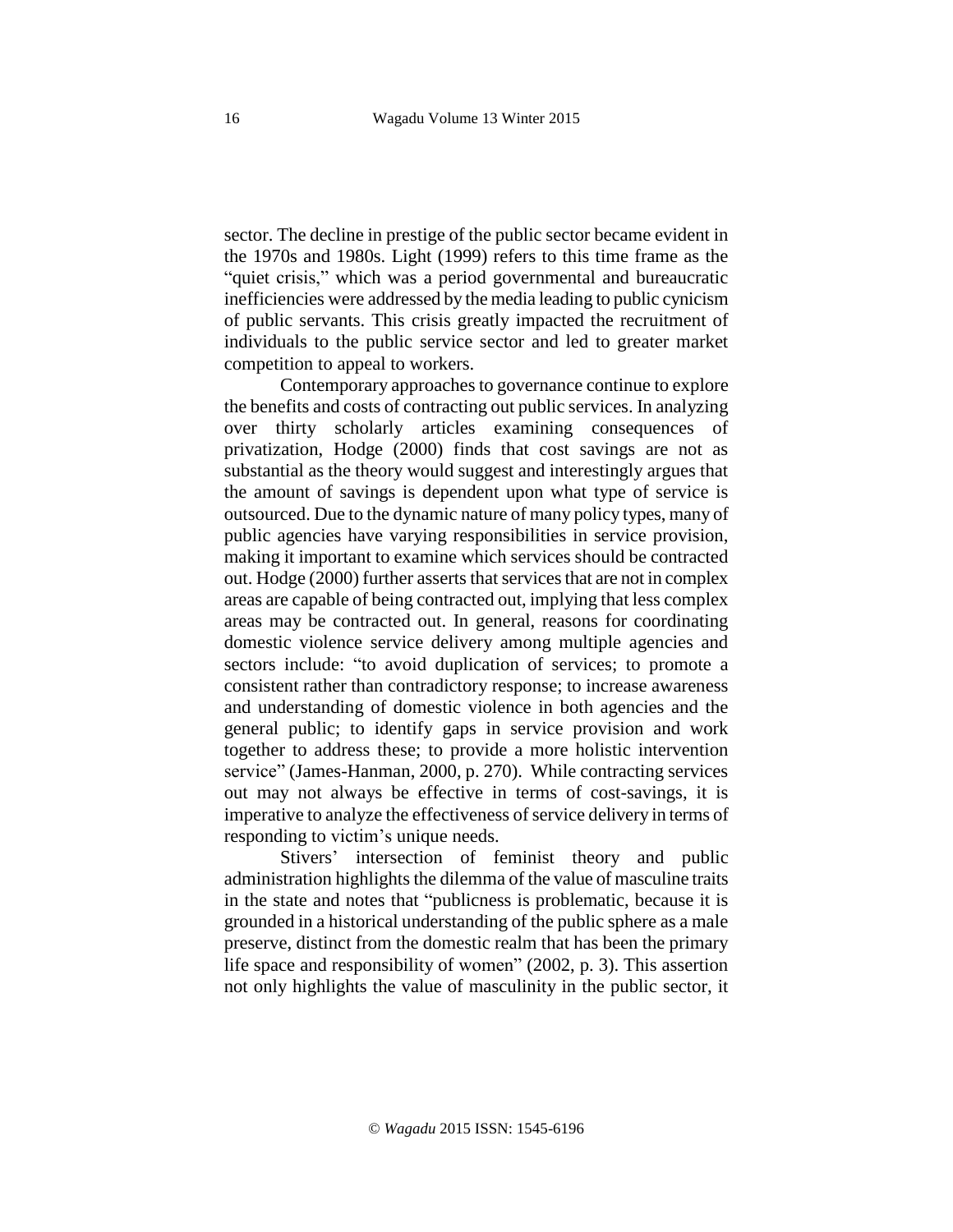sector. The decline in prestige of the public sector became evident in the 1970s and 1980s. Light (1999) refers to this time frame as the "quiet crisis," which was a period governmental and bureaucratic inefficiencies were addressed by the media leading to public cynicism of public servants. This crisis greatly impacted the recruitment of individuals to the public service sector and led to greater market competition to appeal to workers.

Contemporary approaches to governance continue to explore the benefits and costs of contracting out public services. In analyzing over thirty scholarly articles examining consequences of privatization, Hodge (2000) finds that cost savings are not as substantial as the theory would suggest and interestingly argues that the amount of savings is dependent upon what type of service is outsourced. Due to the dynamic nature of many policy types, many of public agencies have varying responsibilities in service provision, making it important to examine which services should be contracted out. Hodge (2000) further asserts that services that are not in complex areas are capable of being contracted out, implying that less complex areas may be contracted out. In general, reasons for coordinating domestic violence service delivery among multiple agencies and sectors include: "to avoid duplication of services; to promote a consistent rather than contradictory response; to increase awareness and understanding of domestic violence in both agencies and the general public; to identify gaps in service provision and work together to address these; to provide a more holistic intervention service" (James-Hanman, 2000, p. 270). While contracting services out may not always be effective in terms of cost-savings, it is imperative to analyze the effectiveness of service delivery in terms of responding to victim's unique needs.

Stivers' intersection of feminist theory and public administration highlights the dilemma of the value of masculine traits in the state and notes that "publicness is problematic, because it is grounded in a historical understanding of the public sphere as a male preserve, distinct from the domestic realm that has been the primary life space and responsibility of women" (2002, p. 3). This assertion not only highlights the value of masculinity in the public sector, it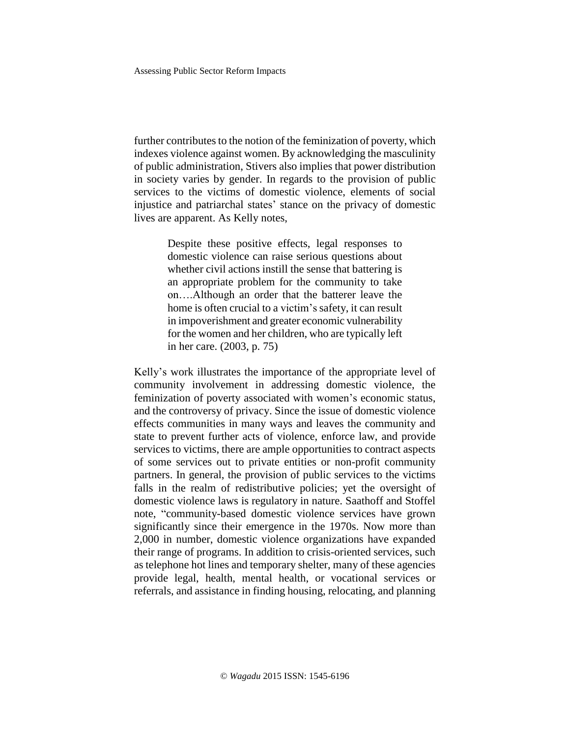further contributes to the notion of the feminization of poverty, which indexes violence against women. By acknowledging the masculinity of public administration, Stivers also implies that power distribution in society varies by gender. In regards to the provision of public services to the victims of domestic violence, elements of social injustice and patriarchal states' stance on the privacy of domestic lives are apparent. As Kelly notes,

> Despite these positive effects, legal responses to domestic violence can raise serious questions about whether civil actions instill the sense that battering is an appropriate problem for the community to take on….Although an order that the batterer leave the home is often crucial to a victim's safety, it can result in impoverishment and greater economic vulnerability for the women and her children, who are typically left in her care. (2003, p. 75)

Kelly's work illustrates the importance of the appropriate level of community involvement in addressing domestic violence, the feminization of poverty associated with women's economic status, and the controversy of privacy. Since the issue of domestic violence effects communities in many ways and leaves the community and state to prevent further acts of violence, enforce law, and provide services to victims, there are ample opportunities to contract aspects of some services out to private entities or non-profit community partners. In general, the provision of public services to the victims falls in the realm of redistributive policies; yet the oversight of domestic violence laws is regulatory in nature. Saathoff and Stoffel note, "community-based domestic violence services have grown significantly since their emergence in the 1970s. Now more than 2,000 in number, domestic violence organizations have expanded their range of programs. In addition to crisis-oriented services, such as telephone hot lines and temporary shelter, many of these agencies provide legal, health, mental health, or vocational services or referrals, and assistance in finding housing, relocating, and planning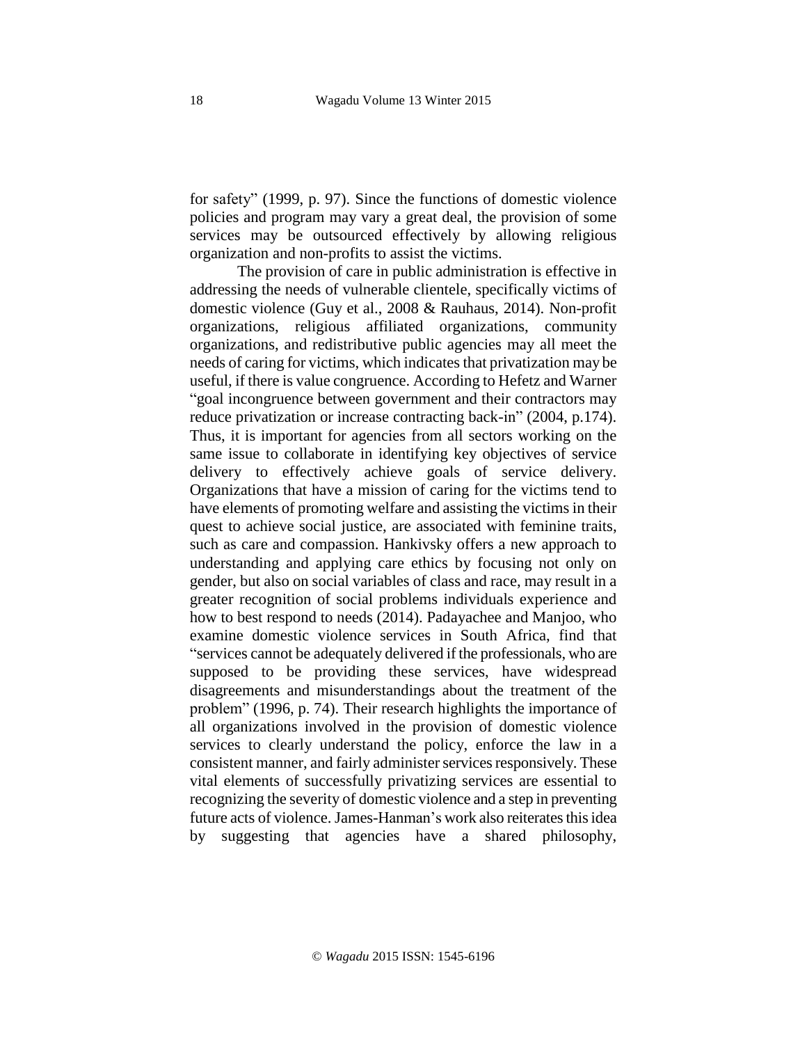for safety" (1999, p. 97). Since the functions of domestic violence policies and program may vary a great deal, the provision of some services may be outsourced effectively by allowing religious organization and non-profits to assist the victims.

The provision of care in public administration is effective in addressing the needs of vulnerable clientele, specifically victims of domestic violence (Guy et al., 2008 & Rauhaus, 2014). Non-profit organizations, religious affiliated organizations, community organizations, and redistributive public agencies may all meet the needs of caring for victims, which indicates that privatization may be useful, if there is value congruence. According to Hefetz and Warner "goal incongruence between government and their contractors may reduce privatization or increase contracting back-in" (2004, p.174). Thus, it is important for agencies from all sectors working on the same issue to collaborate in identifying key objectives of service delivery to effectively achieve goals of service delivery. Organizations that have a mission of caring for the victims tend to have elements of promoting welfare and assisting the victims in their quest to achieve social justice, are associated with feminine traits, such as care and compassion. Hankivsky offers a new approach to understanding and applying care ethics by focusing not only on gender, but also on social variables of class and race, may result in a greater recognition of social problems individuals experience and how to best respond to needs (2014). Padayachee and Manjoo, who examine domestic violence services in South Africa, find that "services cannot be adequately delivered if the professionals, who are supposed to be providing these services, have widespread disagreements and misunderstandings about the treatment of the problem" (1996, p. 74). Their research highlights the importance of all organizations involved in the provision of domestic violence services to clearly understand the policy, enforce the law in a consistent manner, and fairly administer services responsively. These vital elements of successfully privatizing services are essential to recognizing the severity of domestic violence and a step in preventing future acts of violence. James-Hanman's work also reiterates this idea by suggesting that agencies have a shared philosophy,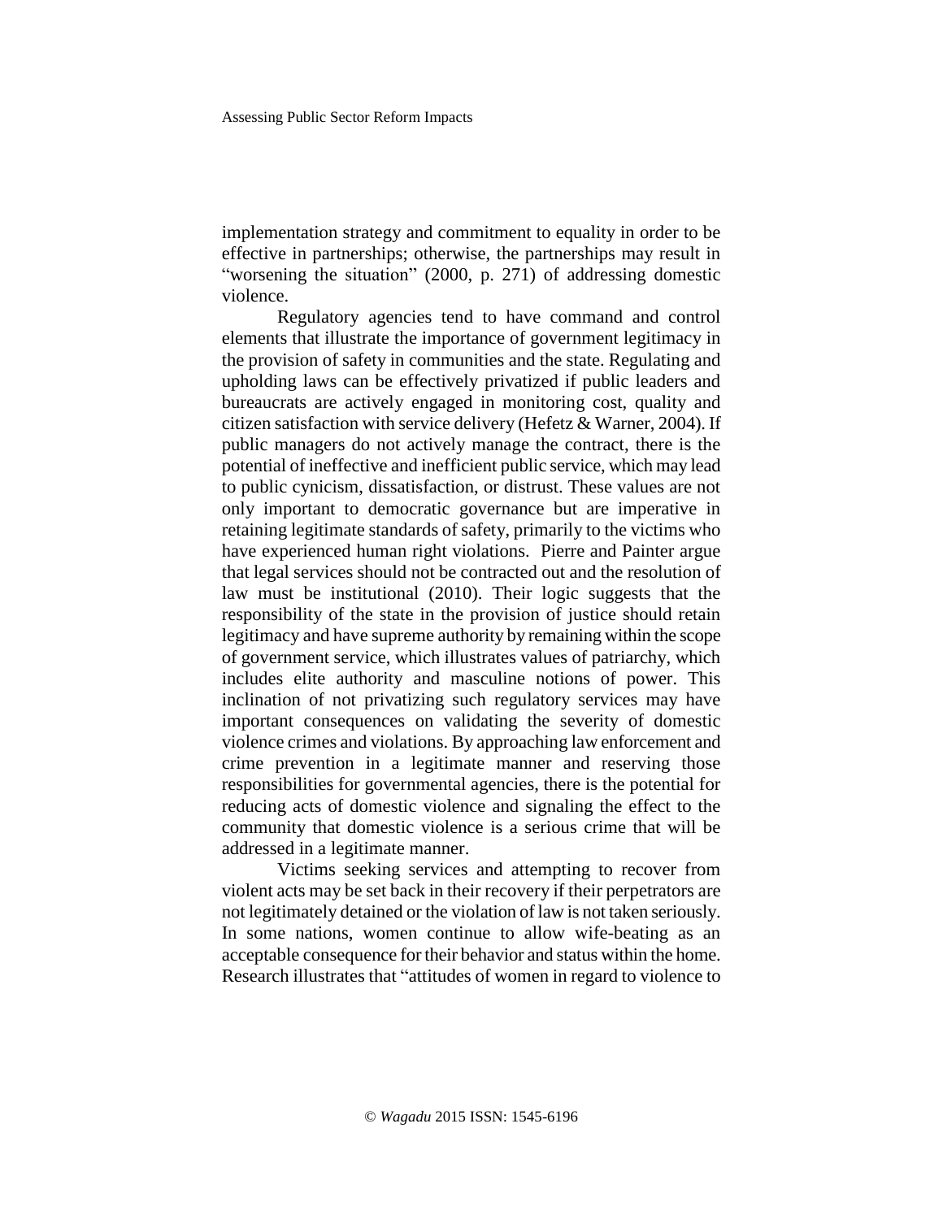implementation strategy and commitment to equality in order to be effective in partnerships; otherwise, the partnerships may result in "worsening the situation" (2000, p. 271) of addressing domestic violence.

Regulatory agencies tend to have command and control elements that illustrate the importance of government legitimacy in the provision of safety in communities and the state. Regulating and upholding laws can be effectively privatized if public leaders and bureaucrats are actively engaged in monitoring cost, quality and citizen satisfaction with service delivery (Hefetz & Warner, 2004). If public managers do not actively manage the contract, there is the potential of ineffective and inefficient public service, which may lead to public cynicism, dissatisfaction, or distrust. These values are not only important to democratic governance but are imperative in retaining legitimate standards of safety, primarily to the victims who have experienced human right violations. Pierre and Painter argue that legal services should not be contracted out and the resolution of law must be institutional (2010). Their logic suggests that the responsibility of the state in the provision of justice should retain legitimacy and have supreme authority by remaining within the scope of government service, which illustrates values of patriarchy, which includes elite authority and masculine notions of power. This inclination of not privatizing such regulatory services may have important consequences on validating the severity of domestic violence crimes and violations. By approaching law enforcement and crime prevention in a legitimate manner and reserving those responsibilities for governmental agencies, there is the potential for reducing acts of domestic violence and signaling the effect to the community that domestic violence is a serious crime that will be addressed in a legitimate manner.

Victims seeking services and attempting to recover from violent acts may be set back in their recovery if their perpetrators are not legitimately detained or the violation of law is not taken seriously. In some nations, women continue to allow wife-beating as an acceptable consequence for their behavior and status within the home. Research illustrates that "attitudes of women in regard to violence to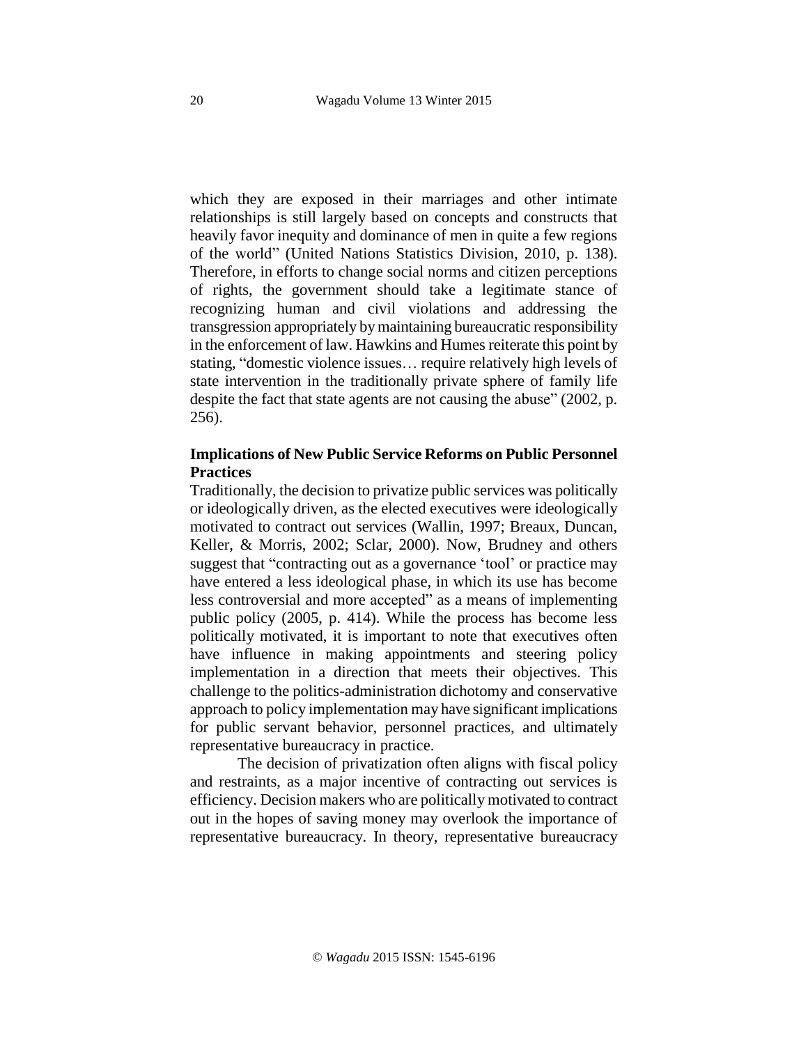which they are exposed in their marriages and other intimate relationships is still largely based on concepts and constructs that heavily favor inequity and dominance of men in quite a few regions of the world" (United Nations Statistics Division, 2010, p. 138). Therefore, in efforts to change social norms and citizen perceptions of rights, the government should take a legitimate stance of recognizing human and civil violations and addressing the transgression appropriately by maintaining bureaucratic responsibility in the enforcement of law. Hawkins and Humes reiterate this point by stating, "domestic violence issues… require relatively high levels of state intervention in the traditionally private sphere of family life despite the fact that state agents are not causing the abuse" (2002, p. 256).

**Implications of New Public Service Reforms on Public Personnel Practices**

Traditionally, the decision to privatize public services was politically or ideologically driven, as the elected executives were ideologically motivated to contract out services (Wallin, 1997; Breaux, Duncan, Keller, & Morris, 2002; Sclar, 2000). Now, Brudney and others suggest that "contracting out as a governance 'tool' or practice may have entered a less ideological phase, in which its use has become less controversial and more accepted" as a means of implementing public policy (2005, p. 414). While the process has become less politically motivated, it is important to note that executives often have influence in making appointments and steering policy implementation in a direction that meets their objectives. This challenge to the politics-administration dichotomy and conservative approach to policy implementation may have significant implications for public servant behavior, personnel practices, and ultimately representative bureaucracy in practice.

The decision of privatization often aligns with fiscal policy and restraints, as a major incentive of contracting out services is efficiency. Decision makers who are politically motivated to contract out in the hopes of saving money may overlook the importance of representative bureaucracy. In theory, representative bureaucracy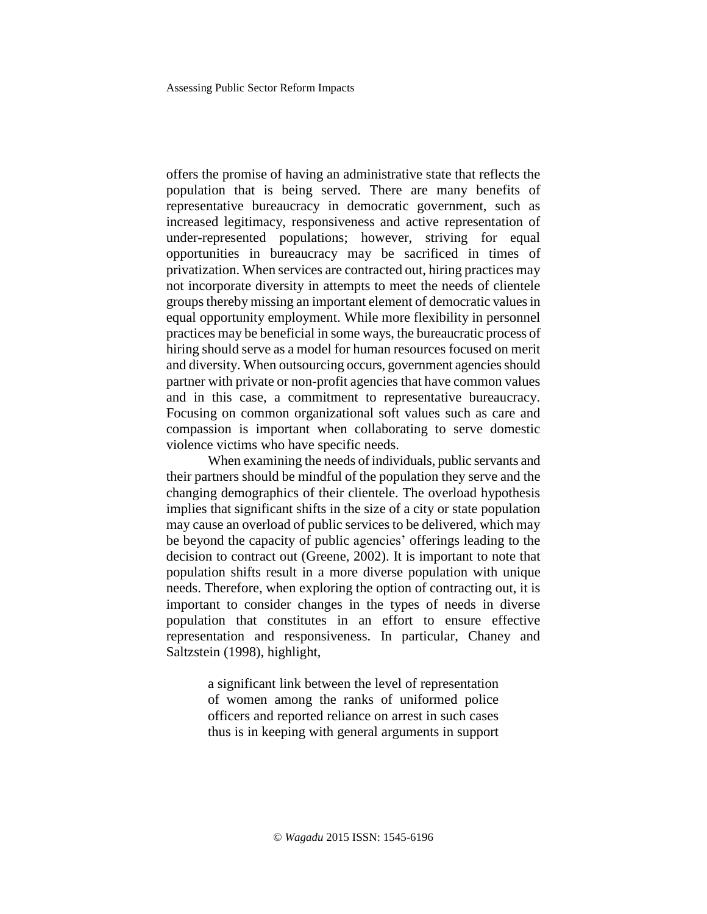offers the promise of having an administrative state that reflects the population that is being served. There are many benefits of representative bureaucracy in democratic government, such as increased legitimacy, responsiveness and active representation of under-represented populations; however, striving for equal opportunities in bureaucracy may be sacrificed in times of privatization. When services are contracted out, hiring practices may not incorporate diversity in attempts to meet the needs of clientele groups thereby missing an important element of democratic values in equal opportunity employment. While more flexibility in personnel practices may be beneficial in some ways, the bureaucratic process of hiring should serve as a model for human resources focused on merit and diversity. When outsourcing occurs, government agencies should partner with private or non-profit agencies that have common values and in this case, a commitment to representative bureaucracy. Focusing on common organizational soft values such as care and compassion is important when collaborating to serve domestic violence victims who have specific needs.

When examining the needs of individuals, public servants and their partners should be mindful of the population they serve and the changing demographics of their clientele. The overload hypothesis implies that significant shifts in the size of a city or state population may cause an overload of public services to be delivered, which may be beyond the capacity of public agencies' offerings leading to the decision to contract out (Greene, 2002). It is important to note that population shifts result in a more diverse population with unique needs. Therefore, when exploring the option of contracting out, it is important to consider changes in the types of needs in diverse population that constitutes in an effort to ensure effective representation and responsiveness. In particular, Chaney and Saltzstein (1998), highlight,

> a significant link between the level of representation of women among the ranks of uniformed police officers and reported reliance on arrest in such cases thus is in keeping with general arguments in support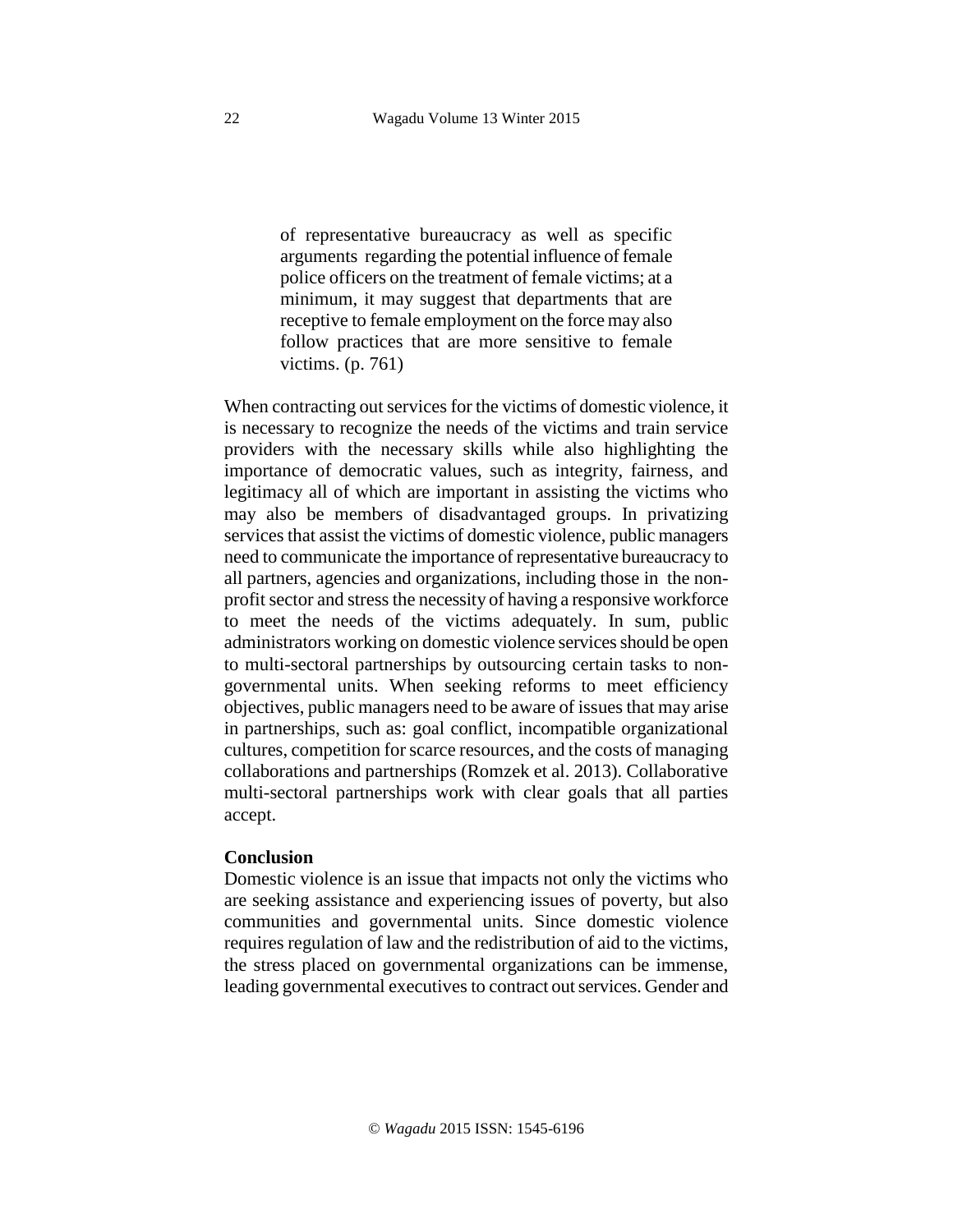> of representative bureaucracy as well as specific arguments regarding the potential influence of female police officers on the treatment of female victims; at a minimum, it may suggest that departments that are receptive to female employment on the force may also follow practices that are more sensitive to female victims. (p. 761)

When contracting out services for the victims of domestic violence, it is necessary to recognize the needs of the victims and train service providers with the necessary skills while also highlighting the importance of democratic values, such as integrity, fairness, and legitimacy all of which are important in assisting the victims who may also be members of disadvantaged groups. In privatizing services that assist the victims of domestic violence, public managers need to communicate the importance of representative bureaucracy to all partners, agencies and organizations, including those in the non-profit sector and stress the necessity of having a responsive workforce to meet the needs of the victims adequately. In sum, public administrators working on domestic violence services should be open to multi-sectoral partnerships by outsourcing certain tasks to non-governmental units. When seeking reforms to meet efficiency objectives, public managers need to be aware of issues that may arise in partnerships, such as: goal conflict, incompatible organizational cultures, competition for scarce resources, and the costs of managing collaborations and partnerships (Romzek et al. 2013). Collaborative multi-sectoral partnerships work with clear goals that all parties accept.

**Conclusion**

Domestic violence is an issue that impacts not only the victims who are seeking assistance and experiencing issues of poverty, but also communities and governmental units. Since domestic violence requires regulation of law and the redistribution of aid to the victims, the stress placed on governmental organizations can be immense, leading governmental executives to contract out services. Gender and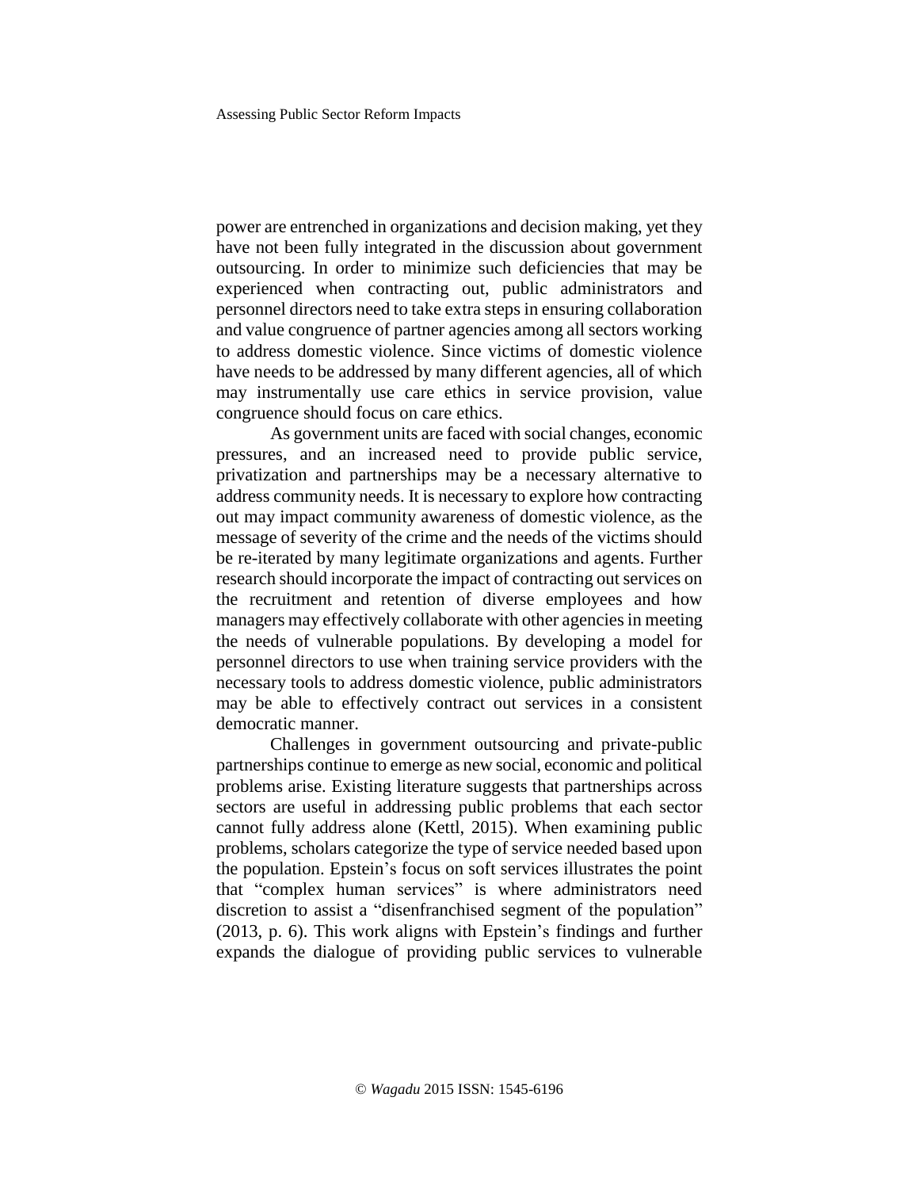power are entrenched in organizations and decision making, yet they have not been fully integrated in the discussion about government outsourcing. In order to minimize such deficiencies that may be experienced when contracting out, public administrators and personnel directors need to take extra steps in ensuring collaboration and value congruence of partner agencies among all sectors working to address domestic violence. Since victims of domestic violence have needs to be addressed by many different agencies, all of which may instrumentally use care ethics in service provision, value congruence should focus on care ethics.

As government units are faced with social changes, economic pressures, and an increased need to provide public service, privatization and partnerships may be a necessary alternative to address community needs. It is necessary to explore how contracting out may impact community awareness of domestic violence, as the message of severity of the crime and the needs of the victims should be re-iterated by many legitimate organizations and agents. Further research should incorporate the impact of contracting out services on the recruitment and retention of diverse employees and how managers may effectively collaborate with other agencies in meeting the needs of vulnerable populations. By developing a model for personnel directors to use when training service providers with the necessary tools to address domestic violence, public administrators may be able to effectively contract out services in a consistent democratic manner.

Challenges in government outsourcing and private-public partnerships continue to emerge as new social, economic and political problems arise. Existing literature suggests that partnerships across sectors are useful in addressing public problems that each sector cannot fully address alone (Kettl, 2015). When examining public problems, scholars categorize the type of service needed based upon the population. Epstein's focus on soft services illustrates the point that "complex human services" is where administrators need discretion to assist a "disenfranchised segment of the population" (2013, p. 6). This work aligns with Epstein's findings and further expands the dialogue of providing public services to vulnerable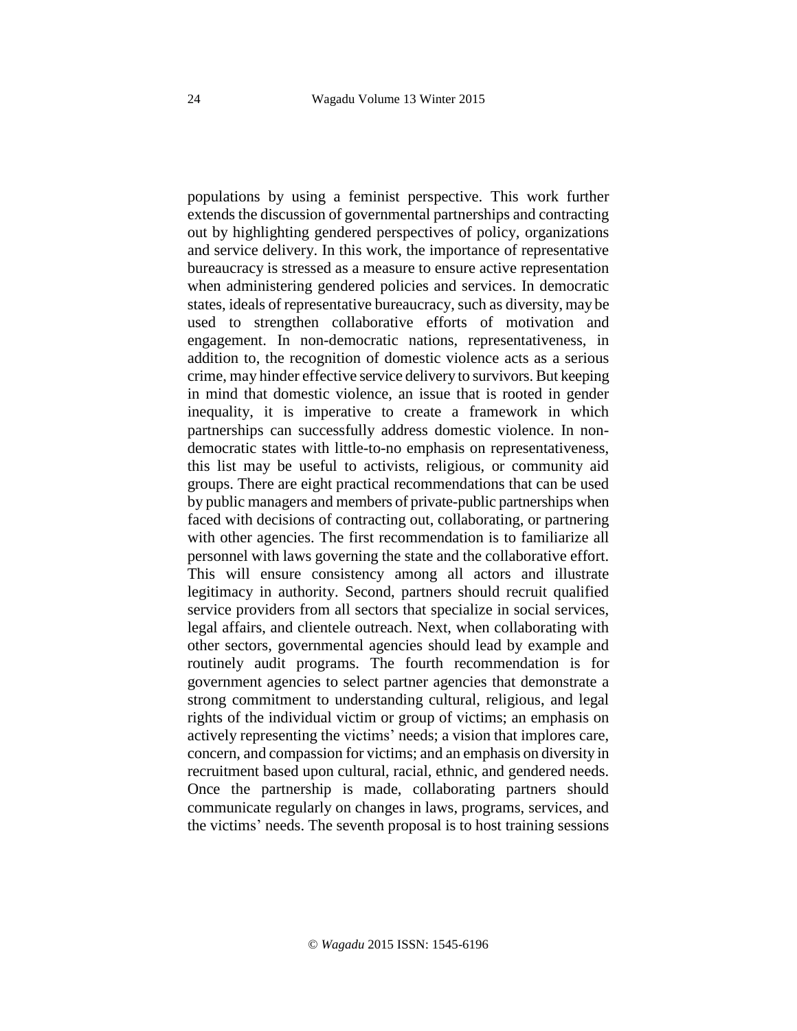populations by using a feminist perspective. This work further extends the discussion of governmental partnerships and contracting out by highlighting gendered perspectives of policy, organizations and service delivery. In this work, the importance of representative bureaucracy is stressed as a measure to ensure active representation when administering gendered policies and services. In democratic states, ideals of representative bureaucracy, such as diversity, may be used to strengthen collaborative efforts of motivation and engagement. In non-democratic nations, representativeness, in addition to, the recognition of domestic violence acts as a serious crime, may hinder effective service delivery to survivors. But keeping in mind that domestic violence, an issue that is rooted in gender inequality, it is imperative to create a framework in which partnerships can successfully address domestic violence. In non-democratic states with little-to-no emphasis on representativeness, this list may be useful to activists, religious, or community aid groups. There are eight practical recommendations that can be used by public managers and members of private-public partnerships when faced with decisions of contracting out, collaborating, or partnering with other agencies. The first recommendation is to familiarize all personnel with laws governing the state and the collaborative effort. This will ensure consistency among all actors and illustrate legitimacy in authority. Second, partners should recruit qualified service providers from all sectors that specialize in social services, legal affairs, and clientele outreach. Next, when collaborating with other sectors, governmental agencies should lead by example and routinely audit programs. The fourth recommendation is for government agencies to select partner agencies that demonstrate a strong commitment to understanding cultural, religious, and legal rights of the individual victim or group of victims; an emphasis on actively representing the victims' needs; a vision that implores care, concern, and compassion for victims; and an emphasis on diversity in recruitment based upon cultural, racial, ethnic, and gendered needs. Once the partnership is made, collaborating partners should communicate regularly on changes in laws, programs, services, and the victims' needs. The seventh proposal is to host training sessions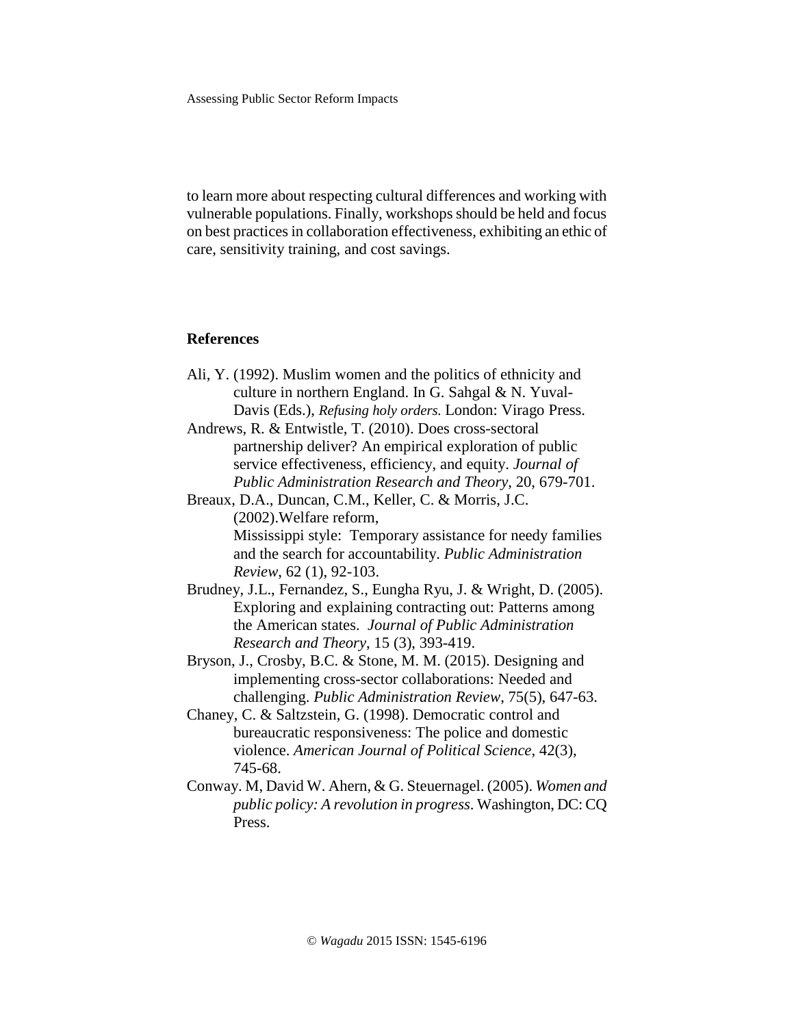to learn more about respecting cultural differences and working with vulnerable populations. Finally, workshops should be held and focus on best practices in collaboration effectiveness, exhibiting an ethic of care, sensitivity training, and cost savings.

## References

Ali, Y. (1992). Muslim women and the politics of ethnicity and culture in northern England. In G. Sahgal & N. Yuval-Davis (Eds.), *Refusing holy orders.* London: Virago Press.

Andrews, R. & Entwistle, T. (2010). Does cross-sectoral partnership deliver? An empirical exploration of public service effectiveness, efficiency, and equity. *Journal of Public Administration Research and Theory*, 20, 679-701.

Breaux, D.A., Duncan, C.M., Keller, C. & Morris, J.C. (2002).Welfare reform, Mississippi style: Temporary assistance for needy families and the search for accountability. *Public Administration Review*, 62 (1), 92-103.

Brudney, J.L., Fernandez, S., Eungha Ryu, J. & Wright, D. (2005). Exploring and explaining contracting out: Patterns among the American states. *Journal of Public Administration Research and Theory*, 15 (3), 393-419.

Bryson, J., Crosby, B.C. & Stone, M. M. (2015). Designing and implementing cross-sector collaborations: Needed and challenging. *Public Administration Review*, 75(5), 647-63.

Chaney, C. & Saltzstein, G. (1998). Democratic control and bureaucratic responsiveness: The police and domestic violence. *American Journal of Political Science*, 42(3), 745-68.

Conway. M, David W. Ahern, & G. Steuernagel. (2005). *Women and public policy: A revolution in progress*. Washington, DC: CQ Press.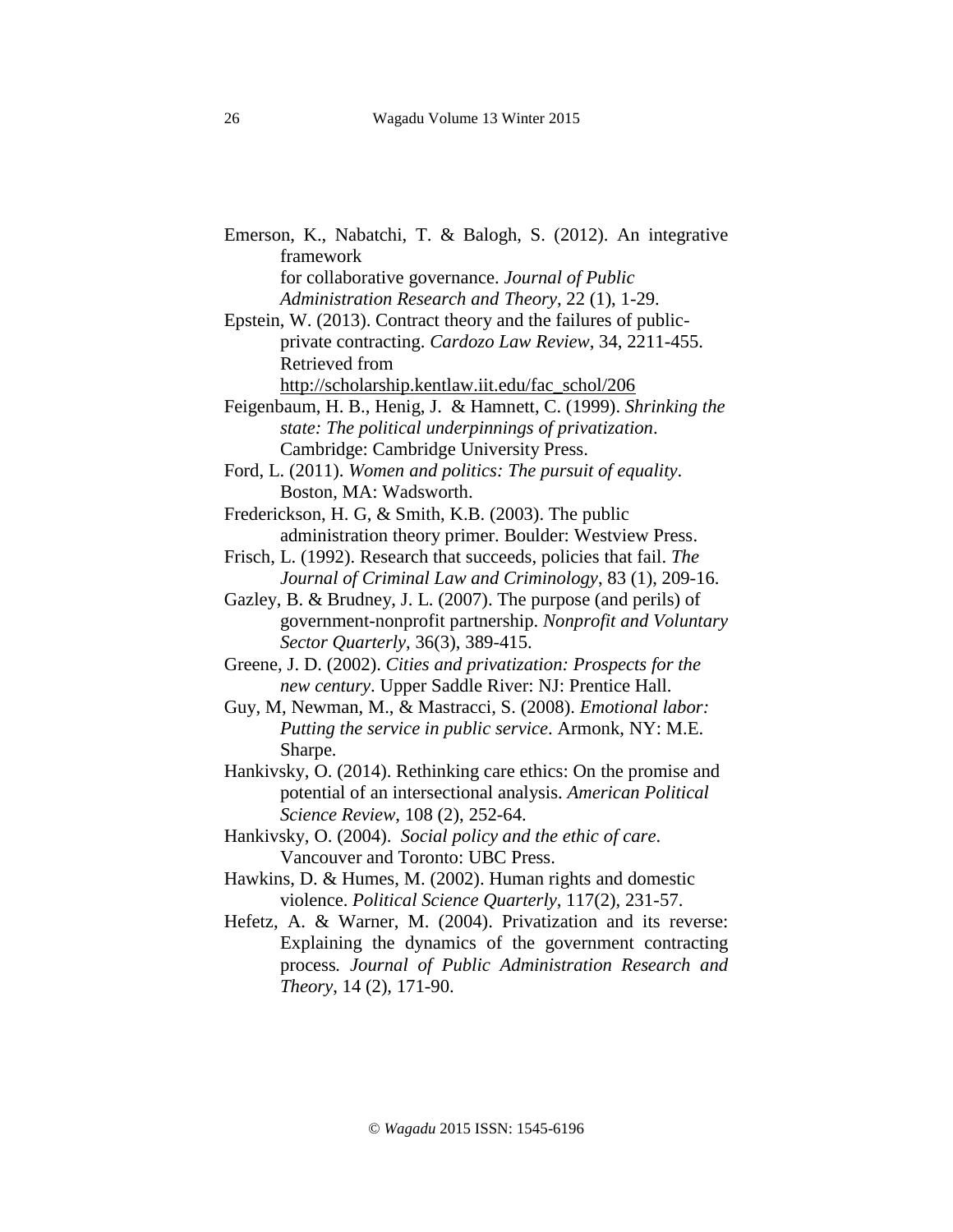Emerson, K., Nabatchi, T. & Balogh, S. (2012). An integrative framework for collaborative governance. *Journal of Public Administration Research and Theory*, 22 (1), 1-29.

Epstein, W. (2013). Contract theory and the failures of public-private contracting. *Cardozo Law Review*, 34, 2211-455. Retrieved from http://scholarship.kentlaw.iit.edu/fac_schol/206

Feigenbaum, H. B., Henig, J. & Hamnett, C. (1999). *Shrinking the state: The political underpinnings of privatization*. Cambridge: Cambridge University Press.

Ford, L. (2011). *Women and politics: The pursuit of equality*. Boston, MA: Wadsworth.

Frederickson, H. G, & Smith, K.B. (2003). The public administration theory primer. Boulder: Westview Press.

Frisch, L. (1992). Research that succeeds, policies that fail. *The Journal of Criminal Law and Criminology*, 83 (1), 209-16.

Gazley, B. & Brudney, J. L. (2007). The purpose (and perils) of government-nonprofit partnership. *Nonprofit and Voluntary Sector Quarterly*, 36(3), 389-415.

Greene, J. D. (2002). *Cities and privatization: Prospects for the new century*. Upper Saddle River: NJ: Prentice Hall.

Guy, M, Newman, M., & Mastracci, S. (2008). *Emotional labor: Putting the service in public service*. Armonk, NY: M.E. Sharpe.

Hankivsky, O. (2014). Rethinking care ethics: On the promise and potential of an intersectional analysis. *American Political Science Review*, 108 (2), 252-64.

Hankivsky, O. (2004). *Social policy and the ethic of care*. Vancouver and Toronto: UBC Press.

Hawkins, D. & Humes, M. (2002). Human rights and domestic violence. *Political Science Quarterly*, 117(2), 231-57.

Hefetz, A. & Warner, M. (2004). Privatization and its reverse: Explaining the dynamics of the government contracting process. *Journal of Public Administration Research and Theory*, 14 (2), 171-90.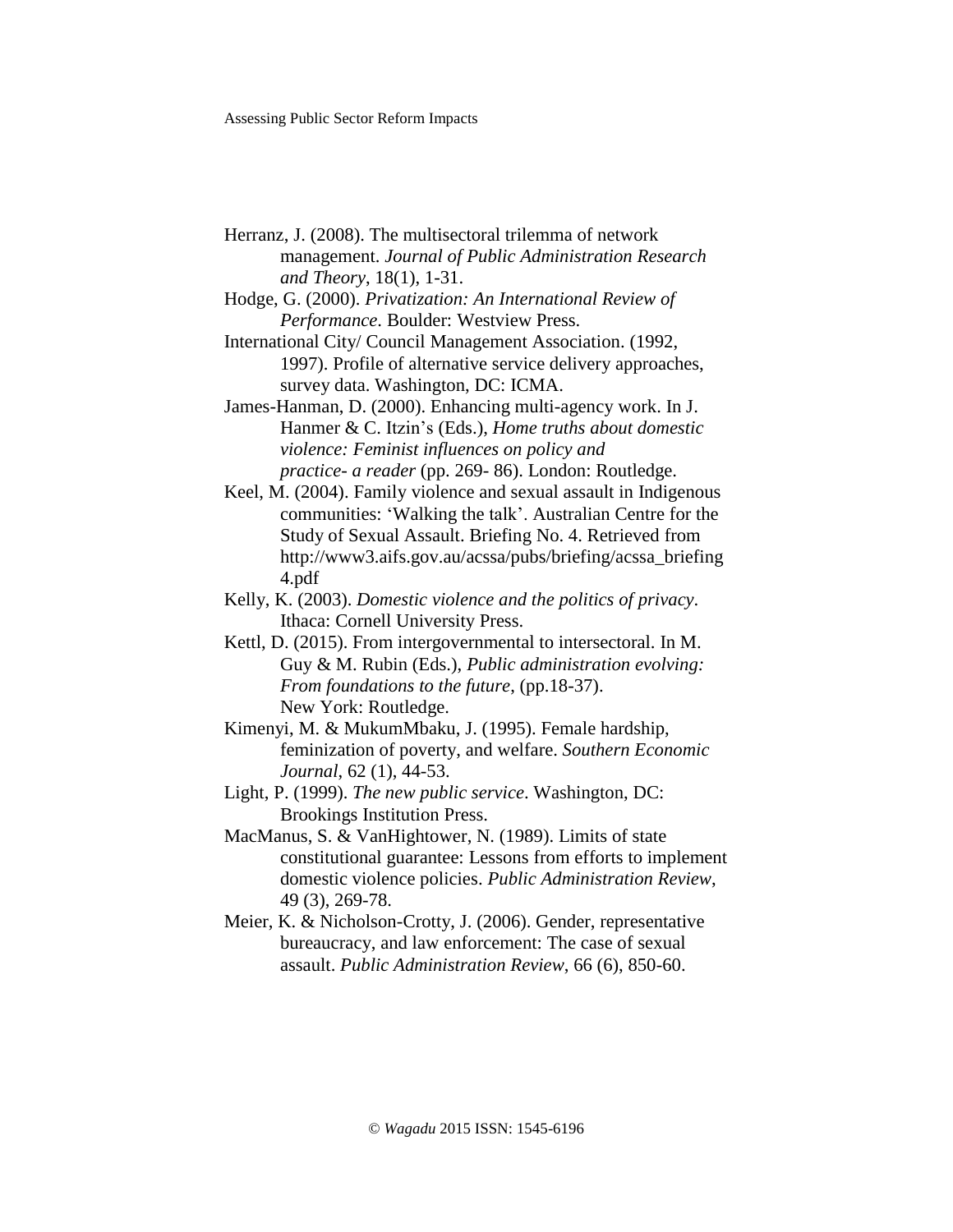Herranz, J. (2008). The multisectoral trilemma of network management. *Journal of Public Administration Research and Theory*, 18(1), 1-31.

Hodge, G. (2000). *Privatization: An International Review of Performance*. Boulder: Westview Press.

International City/ Council Management Association. (1992, 1997). Profile of alternative service delivery approaches, survey data. Washington, DC: ICMA.

James-Hanman, D. (2000). Enhancing multi-agency work. In J. Hanmer & C. Itzin's (Eds.), *Home truths about domestic violence: Feminist influences on policy and practice- a reader* (pp. 269- 86). London: Routledge.

Keel, M. (2004). Family violence and sexual assault in Indigenous communities: 'Walking the talk'. Australian Centre for the Study of Sexual Assault. Briefing No. 4. Retrieved from http://www3.aifs.gov.au/acssa/pubs/briefing/acssa_briefing4.pdf

Kelly, K. (2003). *Domestic violence and the politics of privacy*. Ithaca: Cornell University Press.

Kettl, D. (2015). From intergovernmental to intersectoral. In M. Guy & M. Rubin (Eds.), *Public administration evolving: From foundations to the future*, (pp.18-37). New York: Routledge.

Kimenyi, M. & MukumMbaku, J. (1995). Female hardship, feminization of poverty, and welfare. *Southern Economic Journal*, 62 (1), 44-53.

Light, P. (1999). *The new public service*. Washington, DC: Brookings Institution Press.

MacManus, S. & VanHightower, N. (1989). Limits of state constitutional guarantee: Lessons from efforts to implement domestic violence policies. *Public Administration Review*, 49 (3), 269-78.

Meier, K. & Nicholson-Crotty, J. (2006). Gender, representative bureaucracy, and law enforcement: The case of sexual assault. *Public Administration Review*, 66 (6), 850-60.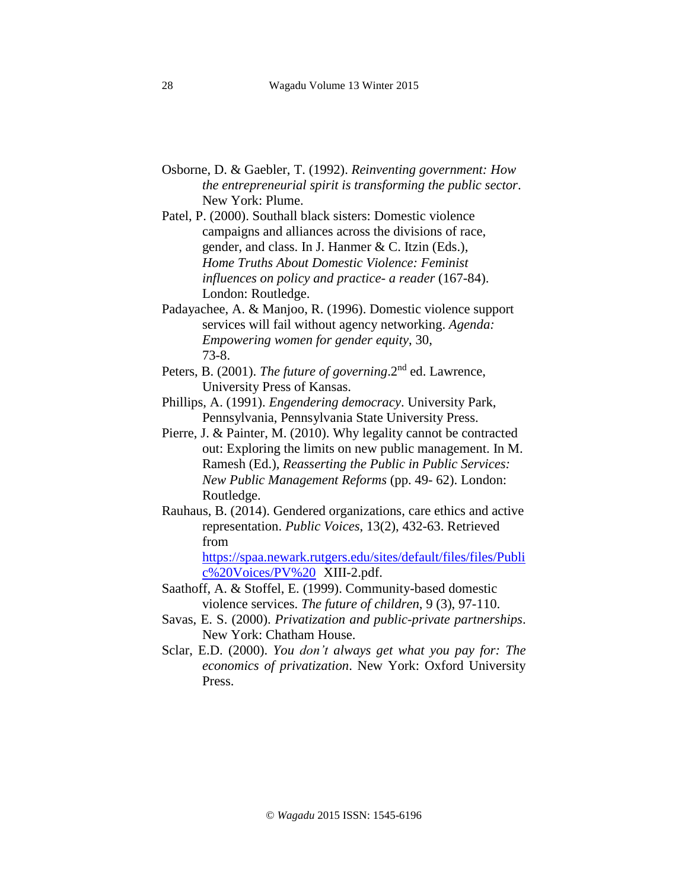Osborne, D. & Gaebler, T. (1992). *Reinventing government: How the entrepreneurial spirit is transforming the public sector*. New York: Plume.

Patel, P. (2000). Southall black sisters: Domestic violence campaigns and alliances across the divisions of race, gender, and class. In J. Hanmer & C. Itzin (Eds.), *Home Truths About Domestic Violence: Feminist influences on policy and practice- a reader* (167-84). London: Routledge.

Padayachee, A. & Manjoo, R. (1996). Domestic violence support services will fail without agency networking. *Agenda: Empowering women for gender equity*, 30, 73-8.

Peters, B. (2001). *The future of governing*.2nd ed. Lawrence, University Press of Kansas.

Phillips, A. (1991). *Engendering democracy*. University Park, Pennsylvania, Pennsylvania State University Press.

Pierre, J. & Painter, M. (2010). Why legality cannot be contracted out: Exploring the limits on new public management. In M. Ramesh (Ed.), *Reasserting the Public in Public Services: New Public Management Reforms* (pp. 49- 62). London: Routledge.

Rauhaus, B. (2014). Gendered organizations, care ethics and active representation. *Public Voices*, 13(2), 432-63. Retrieved from https://spaa.newark.rutgers.edu/sites/default/files/files/Public%20Voices/PV%20 XIII-2.pdf.

Saathoff, A. & Stoffel, E. (1999). Community-based domestic violence services. *The future of children*, 9 (3), 97-110.

Savas, E. S. (2000). *Privatization and public-private partnerships*. New York: Chatham House.

Sclar, E.D. (2000). *You don't always get what you pay for: The economics of privatization*. New York: Oxford University Press.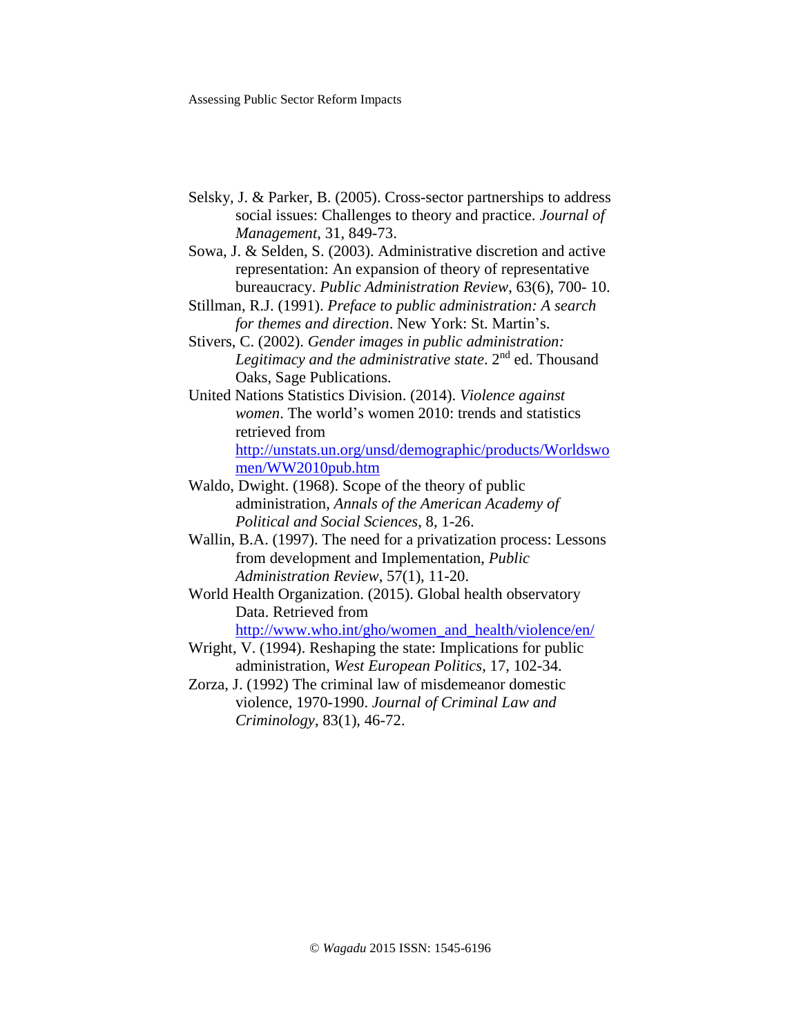Selsky, J. & Parker, B. (2005). Cross-sector partnerships to address social issues: Challenges to theory and practice. *Journal of Management*, 31, 849-73.

Sowa, J. & Selden, S. (2003). Administrative discretion and active representation: An expansion of theory of representative bureaucracy. *Public Administration Review*, 63(6), 700- 10.

Stillman, R.J. (1991). *Preface to public administration: A search for themes and direction*. New York: St. Martin's.

Stivers, C. (2002). *Gender images in public administration: Legitimacy and the administrative state*. 2nd ed. Thousand Oaks, Sage Publications.

United Nations Statistics Division. (2014). *Violence against women*. The world's women 2010: trends and statistics retrieved from http://unstats.un.org/unsd/demographic/products/Worldswomen/WW2010pub.htm

Waldo, Dwight. (1968). Scope of the theory of public administration, *Annals of the American Academy of Political and Social Sciences*, 8, 1-26.

Wallin, B.A. (1997). The need for a privatization process: Lessons from development and Implementation, *Public Administration Review*, 57(1), 11-20.

World Health Organization. (2015). Global health observatory Data. Retrieved from http://www.who.int/gho/women_and_health/violence/en/

Wright, V. (1994). Reshaping the state: Implications for public administration, *West European Politics*, 17, 102-34.

Zorza, J. (1992) The criminal law of misdemeanor domestic violence, 1970-1990. *Journal of Criminal Law and Criminology*, 83(1), 46-72.